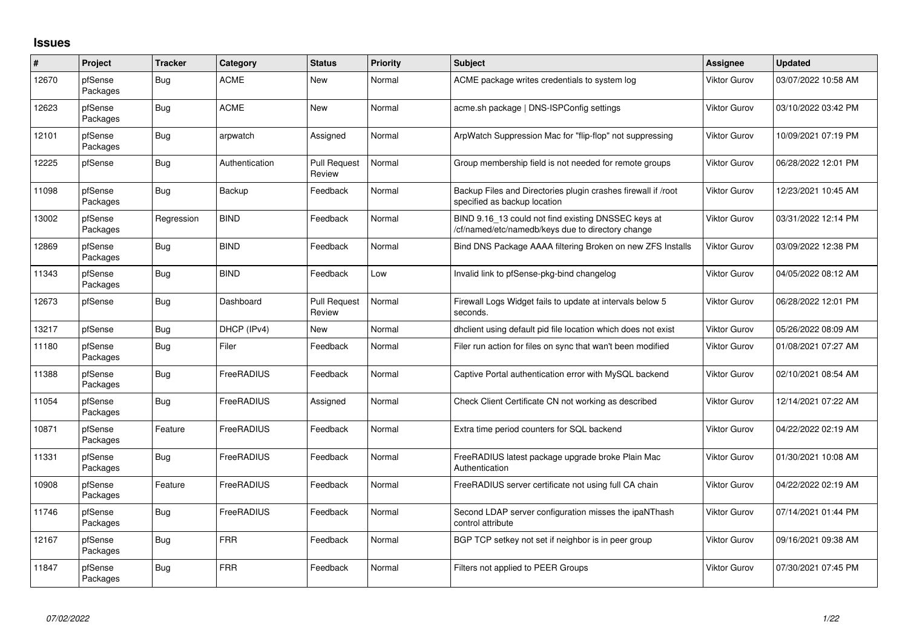## Issues

| # | Project | Tracker | Category | Status | Priority | Subject | Assignee | Updated |
|---|---|---|---|---|---|---|---|---|
| 12670 | pfSense Packages | Bug | ACME | New | Normal | ACME package writes credentials to system log | Viktor Gurov | 03/07/2022 10:58 AM |
| 12623 | pfSense Packages | Bug | ACME | New | Normal | acme.sh package \| DNS-ISPConfig settings | Viktor Gurov | 03/10/2022 03:42 PM |
| 12101 | pfSense Packages | Bug | arpwatch | Assigned | Normal | ArpWatch Suppression Mac for "flip-flop" not suppressing | Viktor Gurov | 10/09/2021 07:19 PM |
| 12225 | pfSense | Bug | Authentication | Pull Request Review | Normal | Group membership field is not needed for remote groups | Viktor Gurov | 06/28/2022 12:01 PM |
| 11098 | pfSense Packages | Bug | Backup | Feedback | Normal | Backup Files and Directories plugin crashes firewall if /root specified as backup location | Viktor Gurov | 12/23/2021 10:45 AM |
| 13002 | pfSense Packages | Regression | BIND | Feedback | Normal | BIND 9.16_13 could not find existing DNSSEC keys at /cf/named/etc/namedb/keys due to directory change | Viktor Gurov | 03/31/2022 12:14 PM |
| 12869 | pfSense Packages | Bug | BIND | Feedback | Normal | Bind DNS Package AAAA filtering Broken on new ZFS Installs | Viktor Gurov | 03/09/2022 12:38 PM |
| 11343 | pfSense Packages | Bug | BIND | Feedback | Low | Invalid link to pfSense-pkg-bind changelog | Viktor Gurov | 04/05/2022 08:12 AM |
| 12673 | pfSense | Bug | Dashboard | Pull Request Review | Normal | Firewall Logs Widget fails to update at intervals below 5 seconds. | Viktor Gurov | 06/28/2022 12:01 PM |
| 13217 | pfSense | Bug | DHCP (IPv4) | New | Normal | dhclient using default pid file location which does not exist | Viktor Gurov | 05/26/2022 08:09 AM |
| 11180 | pfSense Packages | Bug | Filer | Feedback | Normal | Filer run action for files on sync that wan't been modified | Viktor Gurov | 01/08/2021 07:27 AM |
| 11388 | pfSense Packages | Bug | FreeRADIUS | Feedback | Normal | Captive Portal authentication error with MySQL backend | Viktor Gurov | 02/10/2021 08:54 AM |
| 11054 | pfSense Packages | Bug | FreeRADIUS | Assigned | Normal | Check Client Certificate CN not working as described | Viktor Gurov | 12/14/2021 07:22 AM |
| 10871 | pfSense Packages | Feature | FreeRADIUS | Feedback | Normal | Extra time period counters for SQL backend | Viktor Gurov | 04/22/2022 02:19 AM |
| 11331 | pfSense Packages | Bug | FreeRADIUS | Feedback | Normal | FreeRADIUS latest package upgrade broke Plain Mac Authentication | Viktor Gurov | 01/30/2021 10:08 AM |
| 10908 | pfSense Packages | Feature | FreeRADIUS | Feedback | Normal | FreeRADIUS server certificate not using full CA chain | Viktor Gurov | 04/22/2022 02:19 AM |
| 11746 | pfSense Packages | Bug | FreeRADIUS | Feedback | Normal | Second LDAP server configuration misses the ipaNThash control attribute | Viktor Gurov | 07/14/2021 01:44 PM |
| 12167 | pfSense Packages | Bug | FRR | Feedback | Normal | BGP TCP setkey not set if neighbor is in peer group | Viktor Gurov | 09/16/2021 09:38 AM |
| 11847 | pfSense Packages | Bug | FRR | Feedback | Normal | Filters not applied to PEER Groups | Viktor Gurov | 07/30/2021 07:45 PM |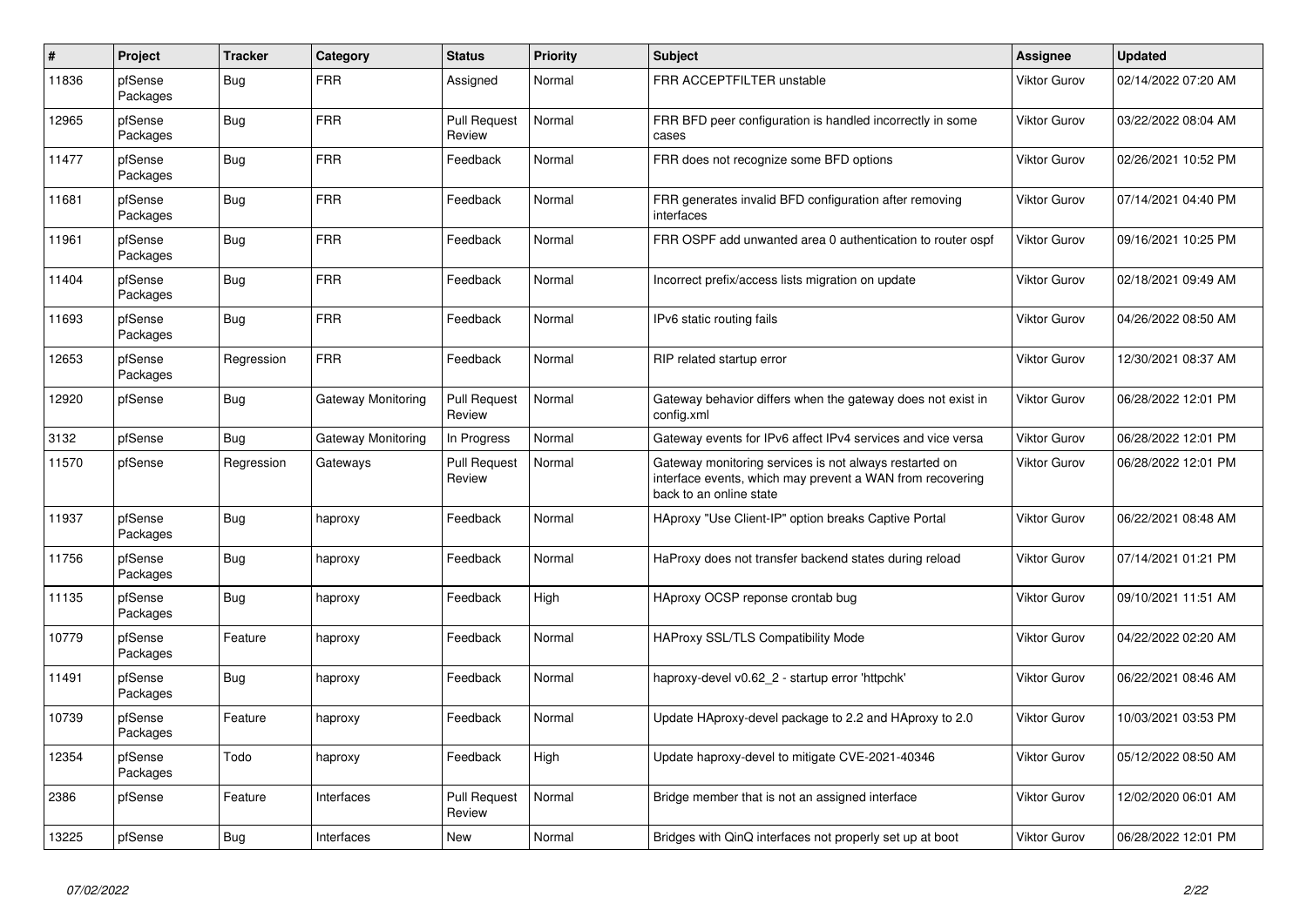| # | Project | Tracker | Category | Status | Priority | Subject | Assignee | Updated |
|---|---|---|---|---|---|---|---|---|
| 11836 | pfSense Packages | Bug | FRR | Assigned | Normal | FRR ACCEPTFILTER unstable | Viktor Gurov | 02/14/2022 07:20 AM |
| 12965 | pfSense Packages | Bug | FRR | Pull Request Review | Normal | FRR BFD peer configuration is handled incorrectly in some cases | Viktor Gurov | 03/22/2022 08:04 AM |
| 11477 | pfSense Packages | Bug | FRR | Feedback | Normal | FRR does not recognize some BFD options | Viktor Gurov | 02/26/2021 10:52 PM |
| 11681 | pfSense Packages | Bug | FRR | Feedback | Normal | FRR generates invalid BFD configuration after removing interfaces | Viktor Gurov | 07/14/2021 04:40 PM |
| 11961 | pfSense Packages | Bug | FRR | Feedback | Normal | FRR OSPF add unwanted area 0 authentication to router ospf | Viktor Gurov | 09/16/2021 10:25 PM |
| 11404 | pfSense Packages | Bug | FRR | Feedback | Normal | Incorrect prefix/access lists migration on update | Viktor Gurov | 02/18/2021 09:49 AM |
| 11693 | pfSense Packages | Bug | FRR | Feedback | Normal | IPv6 static routing fails | Viktor Gurov | 04/26/2022 08:50 AM |
| 12653 | pfSense Packages | Regression | FRR | Feedback | Normal | RIP related startup error | Viktor Gurov | 12/30/2021 08:37 AM |
| 12920 | pfSense | Bug | Gateway Monitoring | Pull Request Review | Normal | Gateway behavior differs when the gateway does not exist in config.xml | Viktor Gurov | 06/28/2022 12:01 PM |
| 3132 | pfSense | Bug | Gateway Monitoring | In Progress | Normal | Gateway events for IPv6 affect IPv4 services and vice versa | Viktor Gurov | 06/28/2022 12:01 PM |
| 11570 | pfSense | Regression | Gateways | Pull Request Review | Normal | Gateway monitoring services is not always restarted on interface events, which may prevent a WAN from recovering back to an online state | Viktor Gurov | 06/28/2022 12:01 PM |
| 11937 | pfSense Packages | Bug | haproxy | Feedback | Normal | HAproxy "Use Client-IP" option breaks Captive Portal | Viktor Gurov | 06/22/2021 08:48 AM |
| 11756 | pfSense Packages | Bug | haproxy | Feedback | Normal | HaProxy does not transfer backend states during reload | Viktor Gurov | 07/14/2021 01:21 PM |
| 11135 | pfSense Packages | Bug | haproxy | Feedback | High | HAproxy OCSP reponse crontab bug | Viktor Gurov | 09/10/2021 11:51 AM |
| 10779 | pfSense Packages | Feature | haproxy | Feedback | Normal | HAProxy SSL/TLS Compatibility Mode | Viktor Gurov | 04/22/2022 02:20 AM |
| 11491 | pfSense Packages | Bug | haproxy | Feedback | Normal | haproxy-devel v0.62_2 - startup error 'httpchk' | Viktor Gurov | 06/22/2021 08:46 AM |
| 10739 | pfSense Packages | Feature | haproxy | Feedback | Normal | Update HAproxy-devel package to 2.2 and HAproxy to 2.0 | Viktor Gurov | 10/03/2021 03:53 PM |
| 12354 | pfSense Packages | Todo | haproxy | Feedback | High | Update haproxy-devel to mitigate CVE-2021-40346 | Viktor Gurov | 05/12/2022 08:50 AM |
| 2386 | pfSense | Feature | Interfaces | Pull Request Review | Normal | Bridge member that is not an assigned interface | Viktor Gurov | 12/02/2020 06:01 AM |
| 13225 | pfSense | Bug | Interfaces | New | Normal | Bridges with QinQ interfaces not properly set up at boot | Viktor Gurov | 06/28/2022 12:01 PM |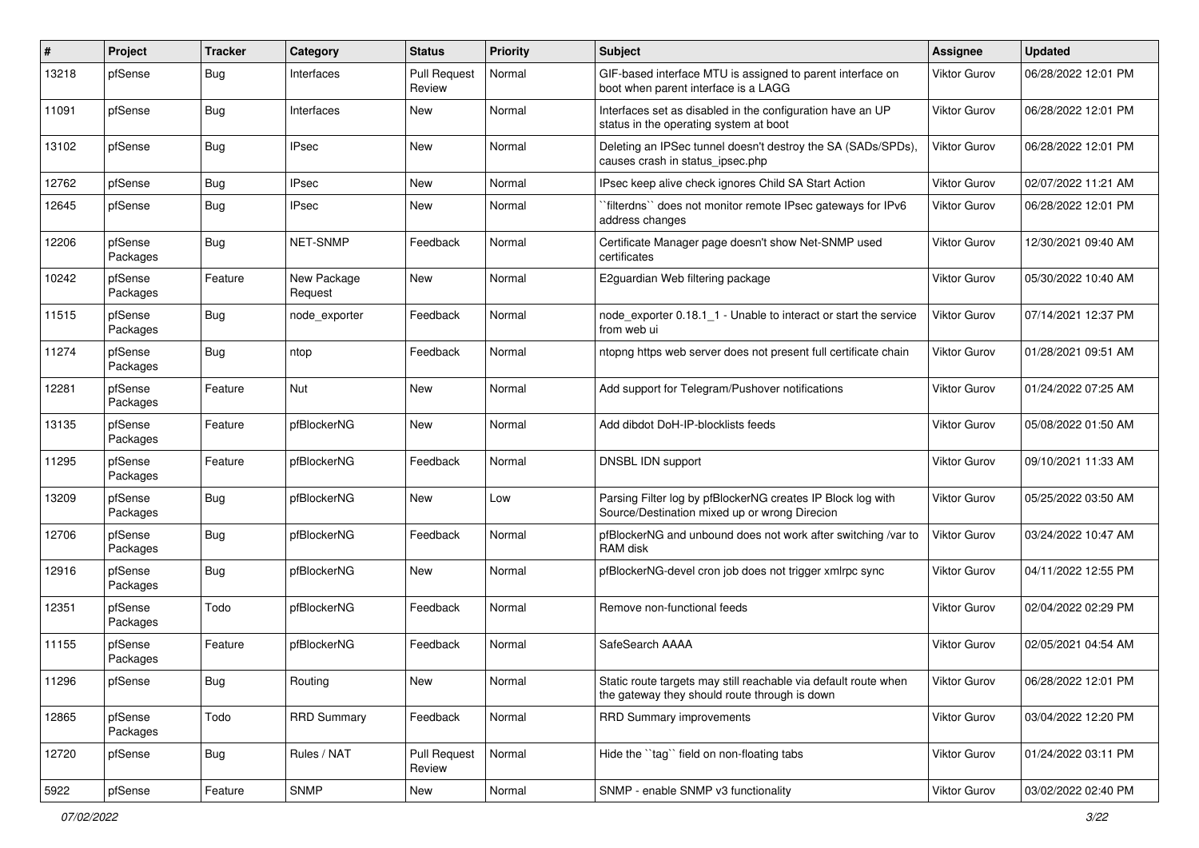| # | Project | Tracker | Category | Status | Priority | Subject | Assignee | Updated |
|---|---|---|---|---|---|---|---|---|
| 13218 | pfSense | Bug | Interfaces | Pull Request Review | Normal | GIF-based interface MTU is assigned to parent interface on boot when parent interface is a LAGG | Viktor Gurov | 06/28/2022 12:01 PM |
| 11091 | pfSense | Bug | Interfaces | New | Normal | Interfaces set as disabled in the configuration have an UP status in the operating system at boot | Viktor Gurov | 06/28/2022 12:01 PM |
| 13102 | pfSense | Bug | IPsec | New | Normal | Deleting an IPSec tunnel doesn't destroy the SA (SADs/SPDs), causes crash in status_ipsec.php | Viktor Gurov | 06/28/2022 12:01 PM |
| 12762 | pfSense | Bug | IPsec | New | Normal | IPsec keep alive check ignores Child SA Start Action | Viktor Gurov | 02/07/2022 11:21 AM |
| 12645 | pfSense | Bug | IPsec | New | Normal | ``filterdns`` does not monitor remote IPsec gateways for IPv6 address changes | Viktor Gurov | 06/28/2022 12:01 PM |
| 12206 | pfSense Packages | Bug | NET-SNMP | Feedback | Normal | Certificate Manager page doesn't show Net-SNMP used certificates | Viktor Gurov | 12/30/2021 09:40 AM |
| 10242 | pfSense Packages | Feature | New Package Request | New | Normal | E2guardian Web filtering package | Viktor Gurov | 05/30/2022 10:40 AM |
| 11515 | pfSense Packages | Bug | node_exporter | Feedback | Normal | node_exporter 0.18.1_1 - Unable to interact or start the service from web ui | Viktor Gurov | 07/14/2021 12:37 PM |
| 11274 | pfSense Packages | Bug | ntop | Feedback | Normal | ntopng https web server does not present full certificate chain | Viktor Gurov | 01/28/2021 09:51 AM |
| 12281 | pfSense Packages | Feature | Nut | New | Normal | Add support for Telegram/Pushover notifications | Viktor Gurov | 01/24/2022 07:25 AM |
| 13135 | pfSense Packages | Feature | pfBlockerNG | New | Normal | Add dibdot DoH-IP-blocklists feeds | Viktor Gurov | 05/08/2022 01:50 AM |
| 11295 | pfSense Packages | Feature | pfBlockerNG | Feedback | Normal | DNSBL IDN support | Viktor Gurov | 09/10/2021 11:33 AM |
| 13209 | pfSense Packages | Bug | pfBlockerNG | New | Low | Parsing Filter log by pfBlockerNG creates IP Block log with Source/Destination mixed up or wrong Direcion | Viktor Gurov | 05/25/2022 03:50 AM |
| 12706 | pfSense Packages | Bug | pfBlockerNG | Feedback | Normal | pfBlockerNG and unbound does not work after switching /var to RAM disk | Viktor Gurov | 03/24/2022 10:47 AM |
| 12916 | pfSense Packages | Bug | pfBlockerNG | New | Normal | pfBlockerNG-devel cron job does not trigger xmlrpc sync | Viktor Gurov | 04/11/2022 12:55 PM |
| 12351 | pfSense Packages | Todo | pfBlockerNG | Feedback | Normal | Remove non-functional feeds | Viktor Gurov | 02/04/2022 02:29 PM |
| 11155 | pfSense Packages | Feature | pfBlockerNG | Feedback | Normal | SafeSearch AAAA | Viktor Gurov | 02/05/2021 04:54 AM |
| 11296 | pfSense | Bug | Routing | New | Normal | Static route targets may still reachable via default route when the gateway they should route through is down | Viktor Gurov | 06/28/2022 12:01 PM |
| 12865 | pfSense Packages | Todo | RRD Summary | Feedback | Normal | RRD Summary improvements | Viktor Gurov | 03/04/2022 12:20 PM |
| 12720 | pfSense | Bug | Rules / NAT | Pull Request Review | Normal | Hide the ``tag`` field on non-floating tabs | Viktor Gurov | 01/24/2022 03:11 PM |
| 5922 | pfSense | Feature | SNMP | New | Normal | SNMP - enable SNMP v3 functionality | Viktor Gurov | 03/02/2022 02:40 PM |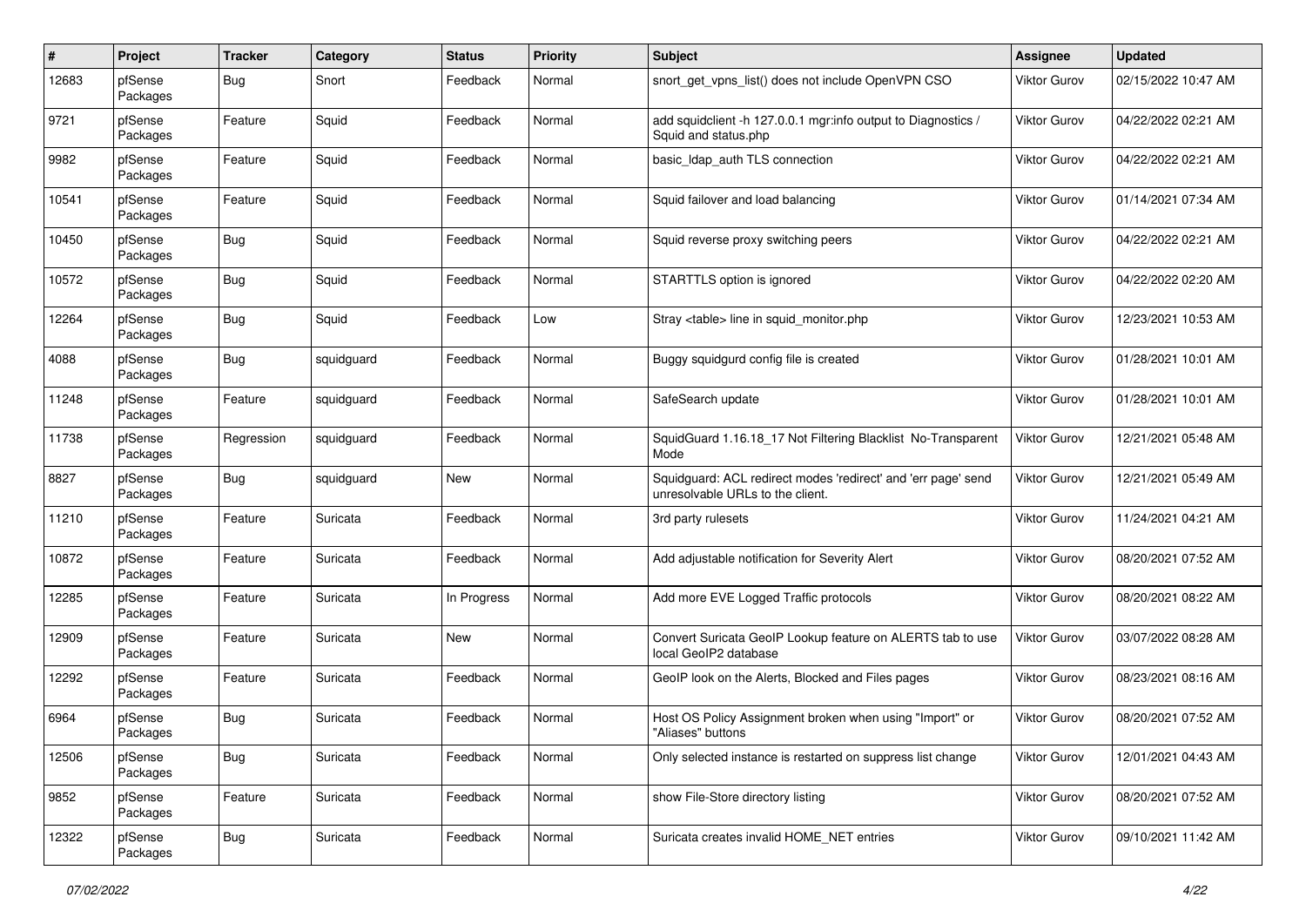| # | Project | Tracker | Category | Status | Priority | Subject | Assignee | Updated |
|---|---|---|---|---|---|---|---|---|
| 12683 | pfSense Packages | Bug | Snort | Feedback | Normal | snort_get_vpns_list() does not include OpenVPN CSO | Viktor Gurov | 02/15/2022 10:47 AM |
| 9721 | pfSense Packages | Feature | Squid | Feedback | Normal | add squidclient -h 127.0.0.1 mgr:info output to Diagnostics / Squid and status.php | Viktor Gurov | 04/22/2022 02:21 AM |
| 9982 | pfSense Packages | Feature | Squid | Feedback | Normal | basic_ldap_auth TLS connection | Viktor Gurov | 04/22/2022 02:21 AM |
| 10541 | pfSense Packages | Feature | Squid | Feedback | Normal | Squid failover and load balancing | Viktor Gurov | 01/14/2021 07:34 AM |
| 10450 | pfSense Packages | Bug | Squid | Feedback | Normal | Squid reverse proxy switching peers | Viktor Gurov | 04/22/2022 02:21 AM |
| 10572 | pfSense Packages | Bug | Squid | Feedback | Normal | STARTTLS option is ignored | Viktor Gurov | 04/22/2022 02:20 AM |
| 12264 | pfSense Packages | Bug | Squid | Feedback | Low | Stray <table> line in squid_monitor.php | Viktor Gurov | 12/23/2021 10:53 AM |
| 4088 | pfSense Packages | Bug | squidguard | Feedback | Normal | Buggy squidgurd config file is created | Viktor Gurov | 01/28/2021 10:01 AM |
| 11248 | pfSense Packages | Feature | squidguard | Feedback | Normal | SafeSearch update | Viktor Gurov | 01/28/2021 10:01 AM |
| 11738 | pfSense Packages | Regression | squidguard | Feedback | Normal | SquidGuard 1.16.18_17 Not Filtering Blacklist No-Transparent Mode | Viktor Gurov | 12/21/2021 05:48 AM |
| 8827 | pfSense Packages | Bug | squidguard | New | Normal | Squidguard: ACL redirect modes 'redirect' and 'err page' send unresolvable URLs to the client. | Viktor Gurov | 12/21/2021 05:49 AM |
| 11210 | pfSense Packages | Feature | Suricata | Feedback | Normal | 3rd party rulesets | Viktor Gurov | 11/24/2021 04:21 AM |
| 10872 | pfSense Packages | Feature | Suricata | Feedback | Normal | Add adjustable notification for Severity Alert | Viktor Gurov | 08/20/2021 07:52 AM |
| 12285 | pfSense Packages | Feature | Suricata | In Progress | Normal | Add more EVE Logged Traffic protocols | Viktor Gurov | 08/20/2021 08:22 AM |
| 12909 | pfSense Packages | Feature | Suricata | New | Normal | Convert Suricata GeoIP Lookup feature on ALERTS tab to use local GeoIP2 database | Viktor Gurov | 03/07/2022 08:28 AM |
| 12292 | pfSense Packages | Feature | Suricata | Feedback | Normal | GeoIP look on the Alerts, Blocked and Files pages | Viktor Gurov | 08/23/2021 08:16 AM |
| 6964 | pfSense Packages | Bug | Suricata | Feedback | Normal | Host OS Policy Assignment broken when using "Import" or "Aliases" buttons | Viktor Gurov | 08/20/2021 07:52 AM |
| 12506 | pfSense Packages | Bug | Suricata | Feedback | Normal | Only selected instance is restarted on suppress list change | Viktor Gurov | 12/01/2021 04:43 AM |
| 9852 | pfSense Packages | Feature | Suricata | Feedback | Normal | show File-Store directory listing | Viktor Gurov | 08/20/2021 07:52 AM |
| 12322 | pfSense Packages | Bug | Suricata | Feedback | Normal | Suricata creates invalid HOME_NET entries | Viktor Gurov | 09/10/2021 11:42 AM |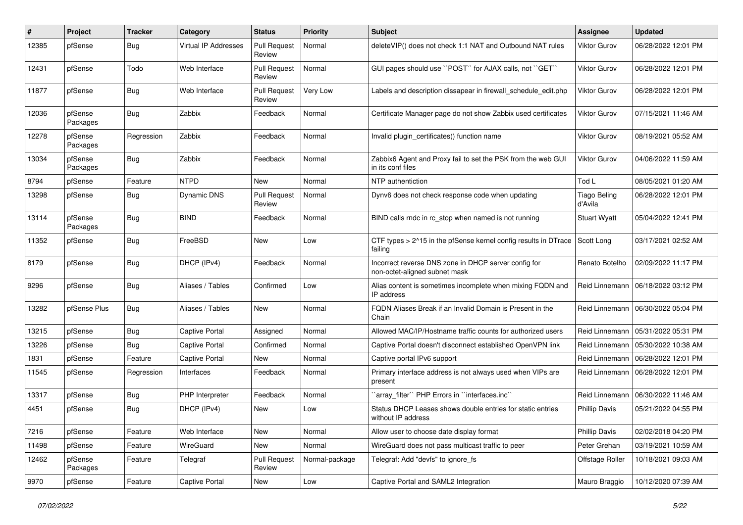| # | Project | Tracker | Category | Status | Priority | Subject | Assignee | Updated |
|---|---|---|---|---|---|---|---|---|
| 12385 | pfSense | Bug | Virtual IP Addresses | Pull Request Review | Normal | deleteVIP() does not check 1:1 NAT and Outbound NAT rules | Viktor Gurov | 06/28/2022 12:01 PM |
| 12431 | pfSense | Todo | Web Interface | Pull Request Review | Normal | GUI pages should use ``POST`` for AJAX calls, not ``GET`` | Viktor Gurov | 06/28/2022 12:01 PM |
| 11877 | pfSense | Bug | Web Interface | Pull Request Review | Very Low | Labels and description dissapear in firewall_schedule_edit.php | Viktor Gurov | 06/28/2022 12:01 PM |
| 12036 | pfSense Packages | Bug | Zabbix | Feedback | Normal | Certificate Manager page do not show Zabbix used certificates | Viktor Gurov | 07/15/2021 11:46 AM |
| 12278 | pfSense Packages | Regression | Zabbix | Feedback | Normal | Invalid plugin_certificates() function name | Viktor Gurov | 08/19/2021 05:52 AM |
| 13034 | pfSense Packages | Bug | Zabbix | Feedback | Normal | Zabbix6 Agent and Proxy fail to set the PSK from the web GUI in its conf files | Viktor Gurov | 04/06/2022 11:59 AM |
| 8794 | pfSense | Feature | NTPD | New | Normal | NTP authentiction | Tod L | 08/05/2021 01:20 AM |
| 13298 | pfSense | Bug | Dynamic DNS | Pull Request Review | Normal | Dynv6 does not check response code when updating | Tiago Beling d'Avila | 06/28/2022 12:01 PM |
| 13114 | pfSense Packages | Bug | BIND | Feedback | Normal | BIND calls rndc in rc_stop when named is not running | Stuart Wyatt | 05/04/2022 12:41 PM |
| 11352 | pfSense | Bug | FreeBSD | New | Low | CTF types > 2^15 in the pfSense kernel config results in DTrace failing | Scott Long | 03/17/2021 02:52 AM |
| 8179 | pfSense | Bug | DHCP (IPv4) | Feedback | Normal | Incorrect reverse DNS zone in DHCP server config for non-octet-aligned subnet mask | Renato Botelho | 02/09/2022 11:17 PM |
| 9296 | pfSense | Bug | Aliases / Tables | Confirmed | Low | Alias content is sometimes incomplete when mixing FQDN and IP address | Reid Linnemann | 06/18/2022 03:12 PM |
| 13282 | pfSense Plus | Bug | Aliases / Tables | New | Normal | FQDN Aliases Break if an Invalid Domain is Present in the Chain | Reid Linnemann | 06/30/2022 05:04 PM |
| 13215 | pfSense | Bug | Captive Portal | Assigned | Normal | Allowed MAC/IP/Hostname traffic counts for authorized users | Reid Linnemann | 05/31/2022 05:31 PM |
| 13226 | pfSense | Bug | Captive Portal | Confirmed | Normal | Captive Portal doesn't disconnect established OpenVPN link | Reid Linnemann | 05/30/2022 10:38 AM |
| 1831 | pfSense | Feature | Captive Portal | New | Normal | Captive portal IPv6 support | Reid Linnemann | 06/28/2022 12:01 PM |
| 11545 | pfSense | Regression | Interfaces | Feedback | Normal | Primary interface address is not always used when VIPs are present | Reid Linnemann | 06/28/2022 12:01 PM |
| 13317 | pfSense | Bug | PHP Interpreter | Feedback | Normal | ``array_filter`` PHP Errors in ``interfaces.inc`` | Reid Linnemann | 06/30/2022 11:46 AM |
| 4451 | pfSense | Bug | DHCP (IPv4) | New | Low | Status DHCP Leases shows double entries for static entries without IP address | Phillip Davis | 05/21/2022 04:55 PM |
| 7216 | pfSense | Feature | Web Interface | New | Normal | Allow user to choose date display format | Phillip Davis | 02/02/2018 04:20 PM |
| 11498 | pfSense | Feature | WireGuard | New | Normal | WireGuard does not pass multicast traffic to peer | Peter Grehan | 03/19/2021 10:59 AM |
| 12462 | pfSense Packages | Feature | Telegraf | Pull Request Review | Normal-package | Telegraf: Add "devfs" to ignore_fs | Offstage Roller | 10/18/2021 09:03 AM |
| 9970 | pfSense | Feature | Captive Portal | New | Low | Captive Portal and SAML2 Integration | Mauro Braggio | 10/12/2020 07:39 AM |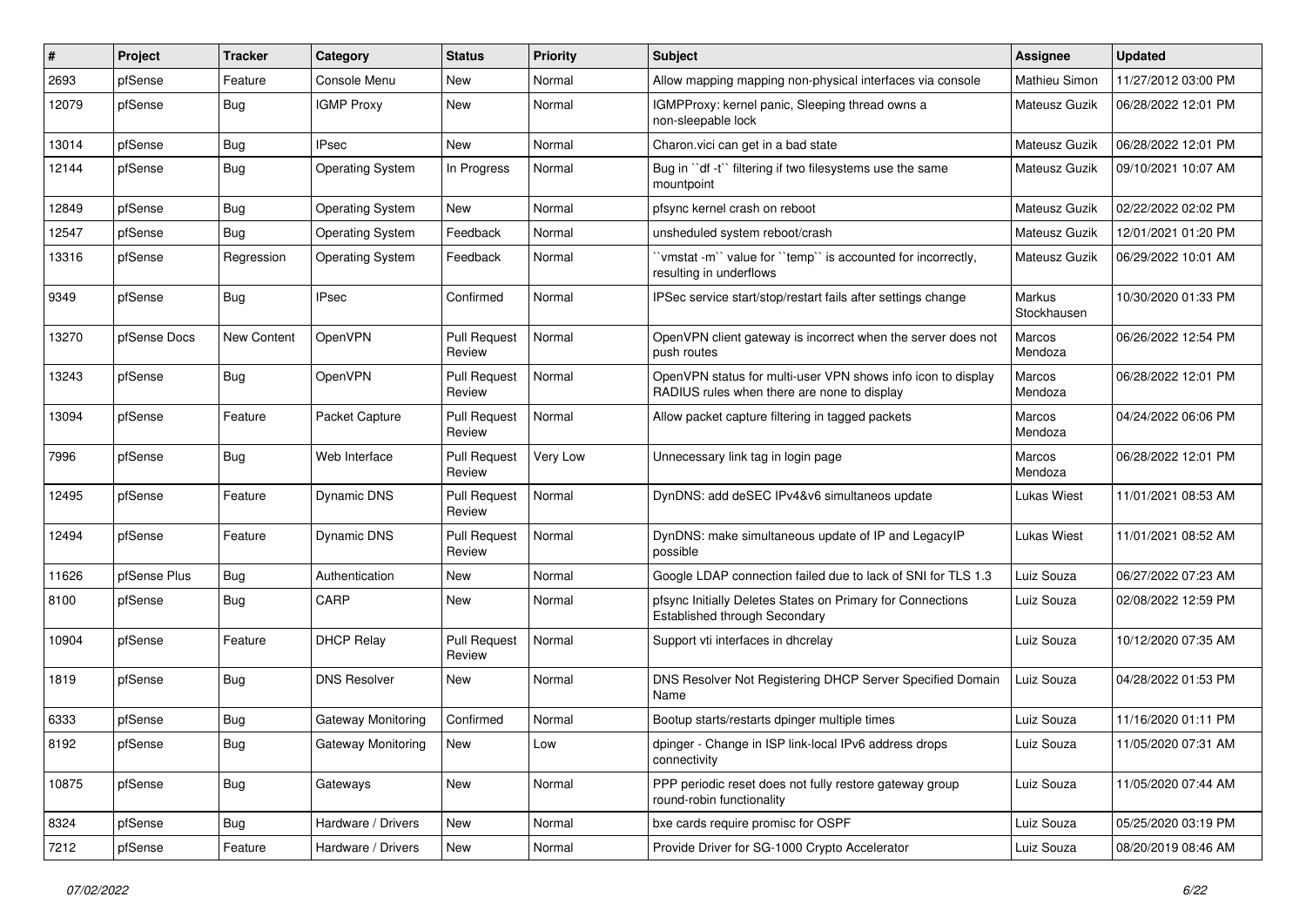| # | Project | Tracker | Category | Status | Priority | Subject | Assignee | Updated |
|---|---|---|---|---|---|---|---|---|
| 2693 | pfSense | Feature | Console Menu | New | Normal | Allow mapping mapping non-physical interfaces via console | Mathieu Simon | 11/27/2012 03:00 PM |
| 12079 | pfSense | Bug | IGMP Proxy | New | Normal | IGMPProxy: kernel panic, Sleeping thread owns a non-sleepable lock | Mateusz Guzik | 06/28/2022 12:01 PM |
| 13014 | pfSense | Bug | IPsec | New | Normal | Charon.vici can get in a bad state | Mateusz Guzik | 06/28/2022 12:01 PM |
| 12144 | pfSense | Bug | Operating System | In Progress | Normal | Bug in ``df -t`` filtering if two filesystems use the same mountpoint | Mateusz Guzik | 09/10/2021 10:07 AM |
| 12849 | pfSense | Bug | Operating System | New | Normal | pfsync kernel crash on reboot | Mateusz Guzik | 02/22/2022 02:02 PM |
| 12547 | pfSense | Bug | Operating System | Feedback | Normal | unsheduled system reboot/crash | Mateusz Guzik | 12/01/2021 01:20 PM |
| 13316 | pfSense | Regression | Operating System | Feedback | Normal | ``vmstat -m`` value for ``temp`` is accounted for incorrectly, resulting in underflows | Mateusz Guzik | 06/29/2022 10:01 AM |
| 9349 | pfSense | Bug | IPsec | Confirmed | Normal | IPSec service start/stop/restart fails after settings change | Markus Stockhausen | 10/30/2020 01:33 PM |
| 13270 | pfSense Docs | New Content | OpenVPN | Pull Request Review | Normal | OpenVPN client gateway is incorrect when the server does not push routes | Marcos Mendoza | 06/26/2022 12:54 PM |
| 13243 | pfSense | Bug | OpenVPN | Pull Request Review | Normal | OpenVPN status for multi-user VPN shows info icon to display RADIUS rules when there are none to display | Marcos Mendoza | 06/28/2022 12:01 PM |
| 13094 | pfSense | Feature | Packet Capture | Pull Request Review | Normal | Allow packet capture filtering in tagged packets | Marcos Mendoza | 04/24/2022 06:06 PM |
| 7996 | pfSense | Bug | Web Interface | Pull Request Review | Very Low | Unnecessary link tag in login page | Marcos Mendoza | 06/28/2022 12:01 PM |
| 12495 | pfSense | Feature | Dynamic DNS | Pull Request Review | Normal | DynDNS: add deSEC IPv4&v6 simultaneos update | Lukas Wiest | 11/01/2021 08:53 AM |
| 12494 | pfSense | Feature | Dynamic DNS | Pull Request Review | Normal | DynDNS: make simultaneous update of IP and LegacyIP possible | Lukas Wiest | 11/01/2021 08:52 AM |
| 11626 | pfSense Plus | Bug | Authentication | New | Normal | Google LDAP connection failed due to lack of SNI for TLS 1.3 | Luiz Souza | 06/27/2022 07:23 AM |
| 8100 | pfSense | Bug | CARP | New | Normal | pfsync Initially Deletes States on Primary for Connections Established through Secondary | Luiz Souza | 02/08/2022 12:59 PM |
| 10904 | pfSense | Feature | DHCP Relay | Pull Request Review | Normal | Support vti interfaces in dhcrelay | Luiz Souza | 10/12/2020 07:35 AM |
| 1819 | pfSense | Bug | DNS Resolver | New | Normal | DNS Resolver Not Registering DHCP Server Specified Domain Name | Luiz Souza | 04/28/2022 01:53 PM |
| 6333 | pfSense | Bug | Gateway Monitoring | Confirmed | Normal | Bootup starts/restarts dpinger multiple times | Luiz Souza | 11/16/2020 01:11 PM |
| 8192 | pfSense | Bug | Gateway Monitoring | New | Low | dpinger - Change in ISP link-local IPv6 address drops connectivity | Luiz Souza | 11/05/2020 07:31 AM |
| 10875 | pfSense | Bug | Gateways | New | Normal | PPP periodic reset does not fully restore gateway group round-robin functionality | Luiz Souza | 11/05/2020 07:44 AM |
| 8324 | pfSense | Bug | Hardware / Drivers | New | Normal | bxe cards require promisc for OSPF | Luiz Souza | 05/25/2020 03:19 PM |
| 7212 | pfSense | Feature | Hardware / Drivers | New | Normal | Provide Driver for SG-1000 Crypto Accelerator | Luiz Souza | 08/20/2019 08:46 AM |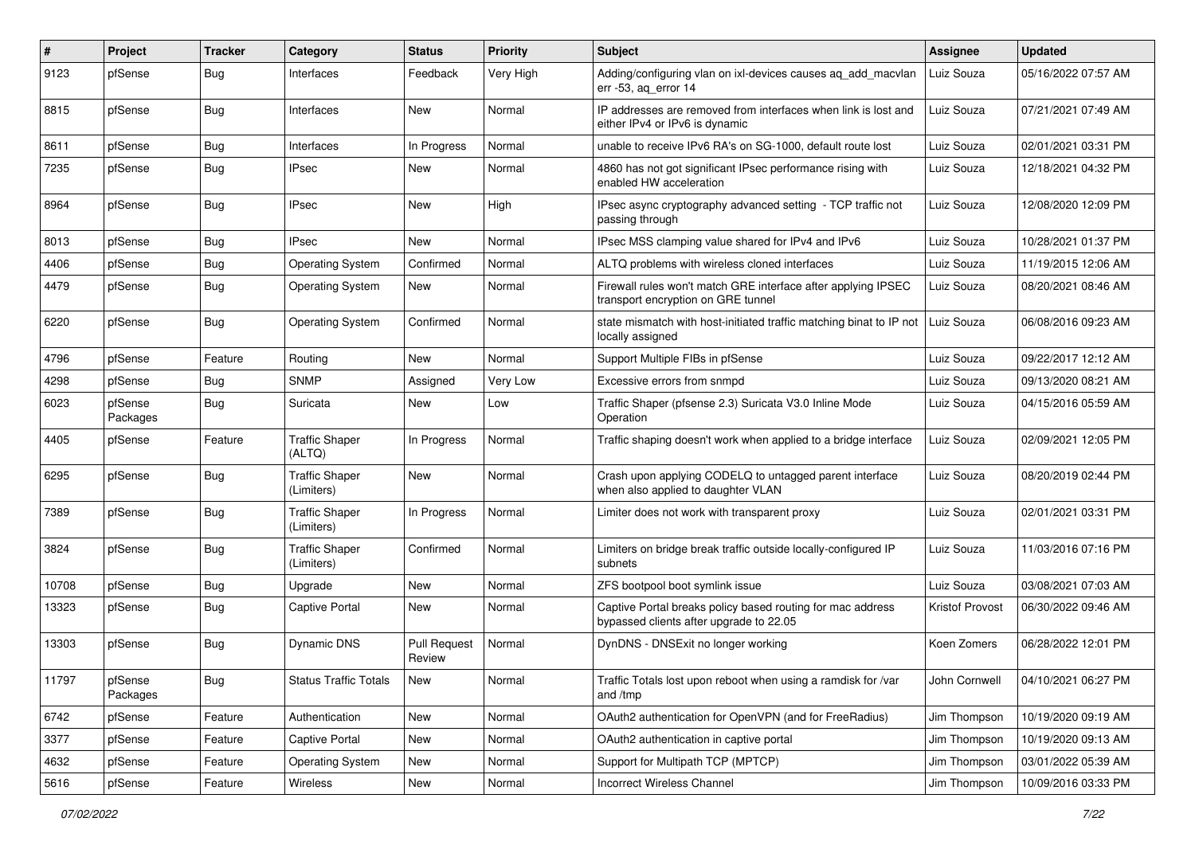| # | Project | Tracker | Category | Status | Priority | Subject | Assignee | Updated |
|---|---|---|---|---|---|---|---|---|
| 9123 | pfSense | Bug | Interfaces | Feedback | Very High | Adding/configuring vlan on ixl-devices causes aq_add_macvlan err -53, aq_error 14 | Luiz Souza | 05/16/2022 07:57 AM |
| 8815 | pfSense | Bug | Interfaces | New | Normal | IP addresses are removed from interfaces when link is lost and either IPv4 or IPv6 is dynamic | Luiz Souza | 07/21/2021 07:49 AM |
| 8611 | pfSense | Bug | Interfaces | In Progress | Normal | unable to receive IPv6 RA's on SG-1000, default route lost | Luiz Souza | 02/01/2021 03:31 PM |
| 7235 | pfSense | Bug | IPsec | New | Normal | 4860 has not got significant IPsec performance rising with enabled HW acceleration | Luiz Souza | 12/18/2021 04:32 PM |
| 8964 | pfSense | Bug | IPsec | New | High | IPsec async cryptography advanced setting - TCP traffic not passing through | Luiz Souza | 12/08/2020 12:09 PM |
| 8013 | pfSense | Bug | IPsec | New | Normal | IPsec MSS clamping value shared for IPv4 and IPv6 | Luiz Souza | 10/28/2021 01:37 PM |
| 4406 | pfSense | Bug | Operating System | Confirmed | Normal | ALTQ problems with wireless cloned interfaces | Luiz Souza | 11/19/2015 12:06 AM |
| 4479 | pfSense | Bug | Operating System | New | Normal | Firewall rules won't match GRE interface after applying IPSEC transport encryption on GRE tunnel | Luiz Souza | 08/20/2021 08:46 AM |
| 6220 | pfSense | Bug | Operating System | Confirmed | Normal | state mismatch with host-initiated traffic matching binat to IP not locally assigned | Luiz Souza | 06/08/2016 09:23 AM |
| 4796 | pfSense | Feature | Routing | New | Normal | Support Multiple FIBs in pfSense | Luiz Souza | 09/22/2017 12:12 AM |
| 4298 | pfSense | Bug | SNMP | Assigned | Very Low | Excessive errors from snmpd | Luiz Souza | 09/13/2020 08:21 AM |
| 6023 | pfSense Packages | Bug | Suricata | New | Low | Traffic Shaper (pfsense 2.3) Suricata V3.0 Inline Mode Operation | Luiz Souza | 04/15/2016 05:59 AM |
| 4405 | pfSense | Feature | Traffic Shaper (ALTQ) | In Progress | Normal | Traffic shaping doesn't work when applied to a bridge interface | Luiz Souza | 02/09/2021 12:05 PM |
| 6295 | pfSense | Bug | Traffic Shaper (Limiters) | New | Normal | Crash upon applying CODELQ to untagged parent interface when also applied to daughter VLAN | Luiz Souza | 08/20/2019 02:44 PM |
| 7389 | pfSense | Bug | Traffic Shaper (Limiters) | In Progress | Normal | Limiter does not work with transparent proxy | Luiz Souza | 02/01/2021 03:31 PM |
| 3824 | pfSense | Bug | Traffic Shaper (Limiters) | Confirmed | Normal | Limiters on bridge break traffic outside locally-configured IP subnets | Luiz Souza | 11/03/2016 07:16 PM |
| 10708 | pfSense | Bug | Upgrade | New | Normal | ZFS bootpool boot symlink issue | Luiz Souza | 03/08/2021 07:03 AM |
| 13323 | pfSense | Bug | Captive Portal | New | Normal | Captive Portal breaks policy based routing for mac address bypassed clients after upgrade to 22.05 | Kristof Provost | 06/30/2022 09:46 AM |
| 13303 | pfSense | Bug | Dynamic DNS | Pull Request Review | Normal | DynDNS - DNSExit no longer working | Koen Zomers | 06/28/2022 12:01 PM |
| 11797 | pfSense Packages | Bug | Status Traffic Totals | New | Normal | Traffic Totals lost upon reboot when using a ramdisk for /var and /tmp | John Cornwell | 04/10/2021 06:27 PM |
| 6742 | pfSense | Feature | Authentication | New | Normal | OAuth2 authentication for OpenVPN (and for FreeRadius) | Jim Thompson | 10/19/2020 09:19 AM |
| 3377 | pfSense | Feature | Captive Portal | New | Normal | OAuth2 authentication in captive portal | Jim Thompson | 10/19/2020 09:13 AM |
| 4632 | pfSense | Feature | Operating System | New | Normal | Support for Multipath TCP (MPTCP) | Jim Thompson | 03/01/2022 05:39 AM |
| 5616 | pfSense | Feature | Wireless | New | Normal | Incorrect Wireless Channel | Jim Thompson | 10/09/2016 03:33 PM |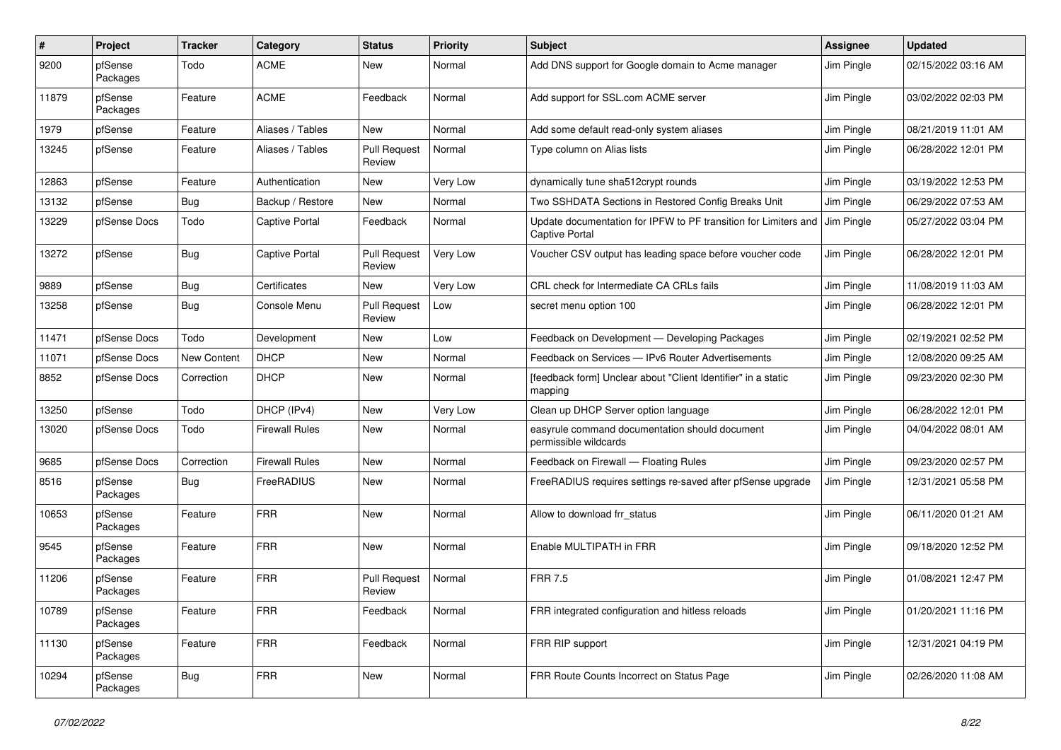| # | Project | Tracker | Category | Status | Priority | Subject | Assignee | Updated |
|---|---|---|---|---|---|---|---|---|
| 9200 | pfSense Packages | Todo | ACME | New | Normal | Add DNS support for Google domain to Acme manager | Jim Pingle | 02/15/2022 03:16 AM |
| 11879 | pfSense Packages | Feature | ACME | Feedback | Normal | Add support for SSL.com ACME server | Jim Pingle | 03/02/2022 02:03 PM |
| 1979 | pfSense | Feature | Aliases / Tables | New | Normal | Add some default read-only system aliases | Jim Pingle | 08/21/2019 11:01 AM |
| 13245 | pfSense | Feature | Aliases / Tables | Pull Request Review | Normal | Type column on Alias lists | Jim Pingle | 06/28/2022 12:01 PM |
| 12863 | pfSense | Feature | Authentication | New | Very Low | dynamically tune sha512crypt rounds | Jim Pingle | 03/19/2022 12:53 PM |
| 13132 | pfSense | Bug | Backup / Restore | New | Normal | Two SSHDATA Sections in Restored Config Breaks Unit | Jim Pingle | 06/29/2022 07:53 AM |
| 13229 | pfSense Docs | Todo | Captive Portal | Feedback | Normal | Update documentation for IPFW to PF transition for Limiters and Captive Portal | Jim Pingle | 05/27/2022 03:04 PM |
| 13272 | pfSense | Bug | Captive Portal | Pull Request Review | Very Low | Voucher CSV output has leading space before voucher code | Jim Pingle | 06/28/2022 12:01 PM |
| 9889 | pfSense | Bug | Certificates | New | Very Low | CRL check for Intermediate CA CRLs fails | Jim Pingle | 11/08/2019 11:03 AM |
| 13258 | pfSense | Bug | Console Menu | Pull Request Review | Low | secret menu option 100 | Jim Pingle | 06/28/2022 12:01 PM |
| 11471 | pfSense Docs | Todo | Development | New | Low | Feedback on Development — Developing Packages | Jim Pingle | 02/19/2021 02:52 PM |
| 11071 | pfSense Docs | New Content | DHCP | New | Normal | Feedback on Services — IPv6 Router Advertisements | Jim Pingle | 12/08/2020 09:25 AM |
| 8852 | pfSense Docs | Correction | DHCP | New | Normal | [feedback form] Unclear about "Client Identifier" in a static mapping | Jim Pingle | 09/23/2020 02:30 PM |
| 13250 | pfSense | Todo | DHCP (IPv4) | New | Very Low | Clean up DHCP Server option language | Jim Pingle | 06/28/2022 12:01 PM |
| 13020 | pfSense Docs | Todo | Firewall Rules | New | Normal | easyrule command documentation should document permissible wildcards | Jim Pingle | 04/04/2022 08:01 AM |
| 9685 | pfSense Docs | Correction | Firewall Rules | New | Normal | Feedback on Firewall — Floating Rules | Jim Pingle | 09/23/2020 02:57 PM |
| 8516 | pfSense Packages | Bug | FreeRADIUS | New | Normal | FreeRADIUS requires settings re-saved after pfSense upgrade | Jim Pingle | 12/31/2021 05:58 PM |
| 10653 | pfSense Packages | Feature | FRR | New | Normal | Allow to download frr_status | Jim Pingle | 06/11/2020 01:21 AM |
| 9545 | pfSense Packages | Feature | FRR | New | Normal | Enable MULTIPATH in FRR | Jim Pingle | 09/18/2020 12:52 PM |
| 11206 | pfSense Packages | Feature | FRR | Pull Request Review | Normal | FRR 7.5 | Jim Pingle | 01/08/2021 12:47 PM |
| 10789 | pfSense Packages | Feature | FRR | Feedback | Normal | FRR integrated configuration and hitless reloads | Jim Pingle | 01/20/2021 11:16 PM |
| 11130 | pfSense Packages | Feature | FRR | Feedback | Normal | FRR RIP support | Jim Pingle | 12/31/2021 04:19 PM |
| 10294 | pfSense Packages | Bug | FRR | New | Normal | FRR Route Counts Incorrect on Status Page | Jim Pingle | 02/26/2020 11:08 AM |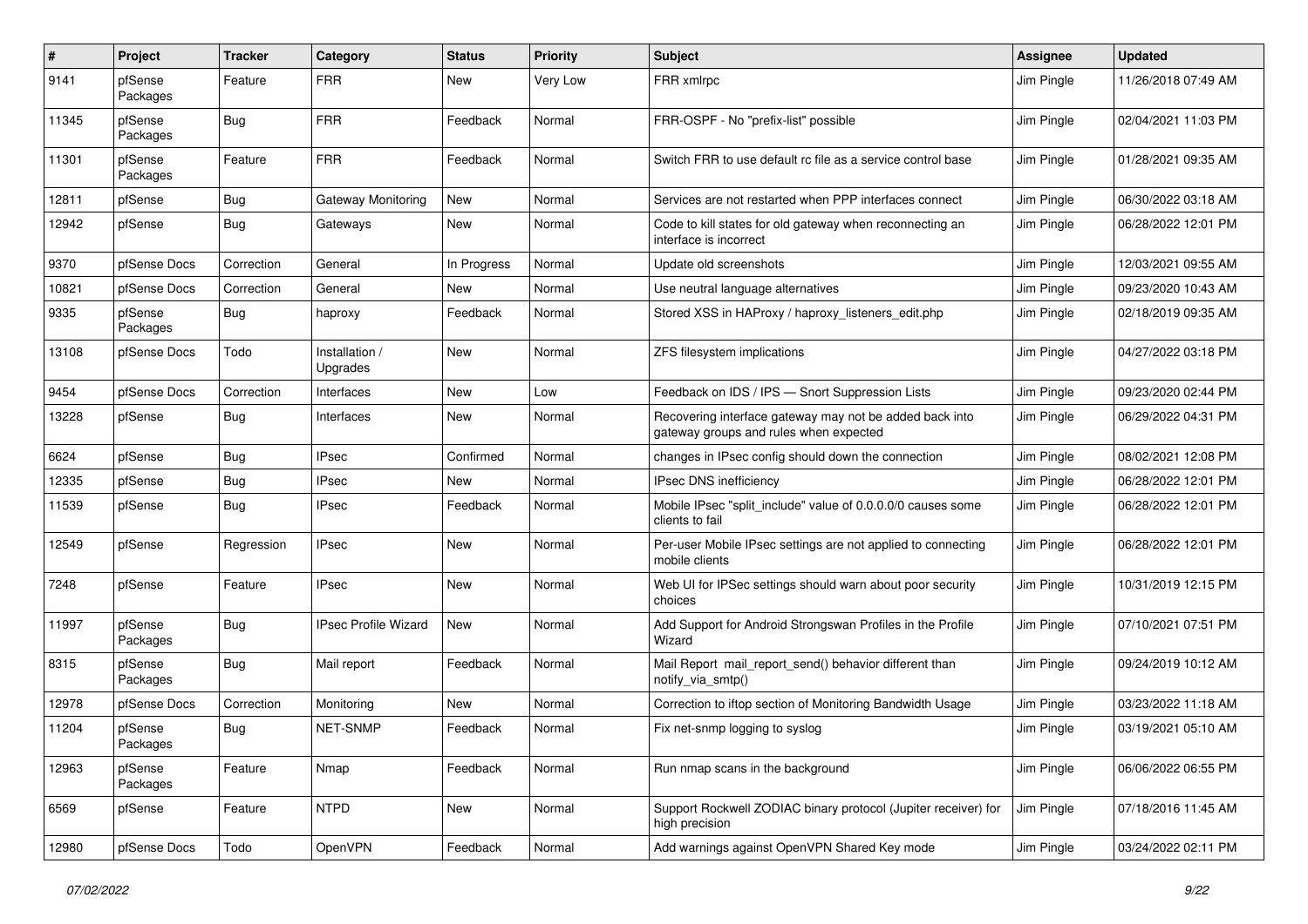| # | Project | Tracker | Category | Status | Priority | Subject | Assignee | Updated |
|---|---|---|---|---|---|---|---|---|
| 9141 | pfSense Packages | Feature | FRR | New | Very Low | FRR xmlrpc | Jim Pingle | 11/26/2018 07:49 AM |
| 11345 | pfSense Packages | Bug | FRR | Feedback | Normal | FRR-OSPF - No "prefix-list" possible | Jim Pingle | 02/04/2021 11:03 PM |
| 11301 | pfSense Packages | Feature | FRR | Feedback | Normal | Switch FRR to use default rc file as a service control base | Jim Pingle | 01/28/2021 09:35 AM |
| 12811 | pfSense | Bug | Gateway Monitoring | New | Normal | Services are not restarted when PPP interfaces connect | Jim Pingle | 06/30/2022 03:18 AM |
| 12942 | pfSense | Bug | Gateways | New | Normal | Code to kill states for old gateway when reconnecting an interface is incorrect | Jim Pingle | 06/28/2022 12:01 PM |
| 9370 | pfSense Docs | Correction | General | In Progress | Normal | Update old screenshots | Jim Pingle | 12/03/2021 09:55 AM |
| 10821 | pfSense Docs | Correction | General | New | Normal | Use neutral language alternatives | Jim Pingle | 09/23/2020 10:43 AM |
| 9335 | pfSense Packages | Bug | haproxy | Feedback | Normal | Stored XSS in HAProxy / haproxy_listeners_edit.php | Jim Pingle | 02/18/2019 09:35 AM |
| 13108 | pfSense Docs | Todo | Installation / Upgrades | New | Normal | ZFS filesystem implications | Jim Pingle | 04/27/2022 03:18 PM |
| 9454 | pfSense Docs | Correction | Interfaces | New | Low | Feedback on IDS / IPS — Snort Suppression Lists | Jim Pingle | 09/23/2020 02:44 PM |
| 13228 | pfSense | Bug | Interfaces | New | Normal | Recovering interface gateway may not be added back into gateway groups and rules when expected | Jim Pingle | 06/29/2022 04:31 PM |
| 6624 | pfSense | Bug | IPsec | Confirmed | Normal | changes in IPsec config should down the connection | Jim Pingle | 08/02/2021 12:08 PM |
| 12335 | pfSense | Bug | IPsec | New | Normal | IPsec DNS inefficiency | Jim Pingle | 06/28/2022 12:01 PM |
| 11539 | pfSense | Bug | IPsec | Feedback | Normal | Mobile IPsec "split_include" value of 0.0.0.0/0 causes some clients to fail | Jim Pingle | 06/28/2022 12:01 PM |
| 12549 | pfSense | Regression | IPsec | New | Normal | Per-user Mobile IPsec settings are not applied to connecting mobile clients | Jim Pingle | 06/28/2022 12:01 PM |
| 7248 | pfSense | Feature | IPsec | New | Normal | Web UI for IPSec settings should warn about poor security choices | Jim Pingle | 10/31/2019 12:15 PM |
| 11997 | pfSense Packages | Bug | IPsec Profile Wizard | New | Normal | Add Support for Android Strongswan Profiles in the Profile Wizard | Jim Pingle | 07/10/2021 07:51 PM |
| 8315 | pfSense Packages | Bug | Mail report | Feedback | Normal | Mail Report mail_report_send() behavior different than notify_via_smtp() | Jim Pingle | 09/24/2019 10:12 AM |
| 12978 | pfSense Docs | Correction | Monitoring | New | Normal | Correction to iftop section of Monitoring Bandwidth Usage | Jim Pingle | 03/23/2022 11:18 AM |
| 11204 | pfSense Packages | Bug | NET-SNMP | Feedback | Normal | Fix net-snmp logging to syslog | Jim Pingle | 03/19/2021 05:10 AM |
| 12963 | pfSense Packages | Feature | Nmap | Feedback | Normal | Run nmap scans in the background | Jim Pingle | 06/06/2022 06:55 PM |
| 6569 | pfSense | Feature | NTPD | New | Normal | Support Rockwell ZODIAC binary protocol (Jupiter receiver) for high precision | Jim Pingle | 07/18/2016 11:45 AM |
| 12980 | pfSense Docs | Todo | OpenVPN | Feedback | Normal | Add warnings against OpenVPN Shared Key mode | Jim Pingle | 03/24/2022 02:11 PM |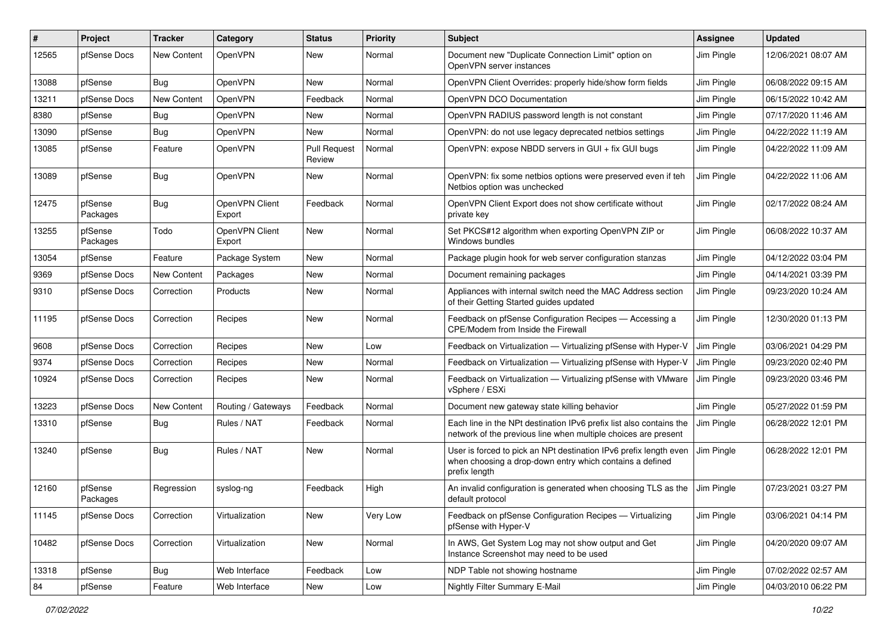| # | Project | Tracker | Category | Status | Priority | Subject | Assignee | Updated |
|---|---|---|---|---|---|---|---|---|
| 12565 | pfSense Docs | New Content | OpenVPN | New | Normal | Document new "Duplicate Connection Limit" option on OpenVPN server instances | Jim Pingle | 12/06/2021 08:07 AM |
| 13088 | pfSense | Bug | OpenVPN | New | Normal | OpenVPN Client Overrides: properly hide/show form fields | Jim Pingle | 06/08/2022 09:15 AM |
| 13211 | pfSense Docs | New Content | OpenVPN | Feedback | Normal | OpenVPN DCO Documentation | Jim Pingle | 06/15/2022 10:42 AM |
| 8380 | pfSense | Bug | OpenVPN | New | Normal | OpenVPN RADIUS password length is not constant | Jim Pingle | 07/17/2020 11:46 AM |
| 13090 | pfSense | Bug | OpenVPN | New | Normal | OpenVPN: do not use legacy deprecated netbios settings | Jim Pingle | 04/22/2022 11:19 AM |
| 13085 | pfSense | Feature | OpenVPN | Pull Request Review | Normal | OpenVPN: expose NBDD servers in GUI + fix GUI bugs | Jim Pingle | 04/22/2022 11:09 AM |
| 13089 | pfSense | Bug | OpenVPN | New | Normal | OpenVPN: fix some netbios options were preserved even if teh Netbios option was unchecked | Jim Pingle | 04/22/2022 11:06 AM |
| 12475 | pfSense Packages | Bug | OpenVPN Client Export | Feedback | Normal | OpenVPN Client Export does not show certificate without private key | Jim Pingle | 02/17/2022 08:24 AM |
| 13255 | pfSense Packages | Todo | OpenVPN Client Export | New | Normal | Set PKCS#12 algorithm when exporting OpenVPN ZIP or Windows bundles | Jim Pingle | 06/08/2022 10:37 AM |
| 13054 | pfSense | Feature | Package System | New | Normal | Package plugin hook for web server configuration stanzas | Jim Pingle | 04/12/2022 03:04 PM |
| 9369 | pfSense Docs | New Content | Packages | New | Normal | Document remaining packages | Jim Pingle | 04/14/2021 03:39 PM |
| 9310 | pfSense Docs | Correction | Products | New | Normal | Appliances with internal switch need the MAC Address section of their Getting Started guides updated | Jim Pingle | 09/23/2020 10:24 AM |
| 11195 | pfSense Docs | Correction | Recipes | New | Normal | Feedback on pfSense Configuration Recipes — Accessing a CPE/Modem from Inside the Firewall | Jim Pingle | 12/30/2020 01:13 PM |
| 9608 | pfSense Docs | Correction | Recipes | New | Low | Feedback on Virtualization — Virtualizing pfSense with Hyper-V | Jim Pingle | 03/06/2021 04:29 PM |
| 9374 | pfSense Docs | Correction | Recipes | New | Normal | Feedback on Virtualization — Virtualizing pfSense with Hyper-V | Jim Pingle | 09/23/2020 02:40 PM |
| 10924 | pfSense Docs | Correction | Recipes | New | Normal | Feedback on Virtualization — Virtualizing pfSense with VMware vSphere / ESXi | Jim Pingle | 09/23/2020 03:46 PM |
| 13223 | pfSense Docs | New Content | Routing / Gateways | Feedback | Normal | Document new gateway state killing behavior | Jim Pingle | 05/27/2022 01:59 PM |
| 13310 | pfSense | Bug | Rules / NAT | Feedback | Normal | Each line in the NPt destination IPv6 prefix list also contains the network of the previous line when multiple choices are present | Jim Pingle | 06/28/2022 12:01 PM |
| 13240 | pfSense | Bug | Rules / NAT | New | Normal | User is forced to pick an NPt destination IPv6 prefix length even when choosing a drop-down entry which contains a defined prefix length | Jim Pingle | 06/28/2022 12:01 PM |
| 12160 | pfSense Packages | Regression | syslog-ng | Feedback | High | An invalid configuration is generated when choosing TLS as the default protocol | Jim Pingle | 07/23/2021 03:27 PM |
| 11145 | pfSense Docs | Correction | Virtualization | New | Very Low | Feedback on pfSense Configuration Recipes — Virtualizing pfSense with Hyper-V | Jim Pingle | 03/06/2021 04:14 PM |
| 10482 | pfSense Docs | Correction | Virtualization | New | Normal | In AWS, Get System Log may not show output and Get Instance Screenshot may need to be used | Jim Pingle | 04/20/2020 09:07 AM |
| 13318 | pfSense | Bug | Web Interface | Feedback | Low | NDP Table not showing hostname | Jim Pingle | 07/02/2022 02:57 AM |
| 84 | pfSense | Feature | Web Interface | New | Low | Nightly Filter Summary E-Mail | Jim Pingle | 04/03/2010 06:22 PM |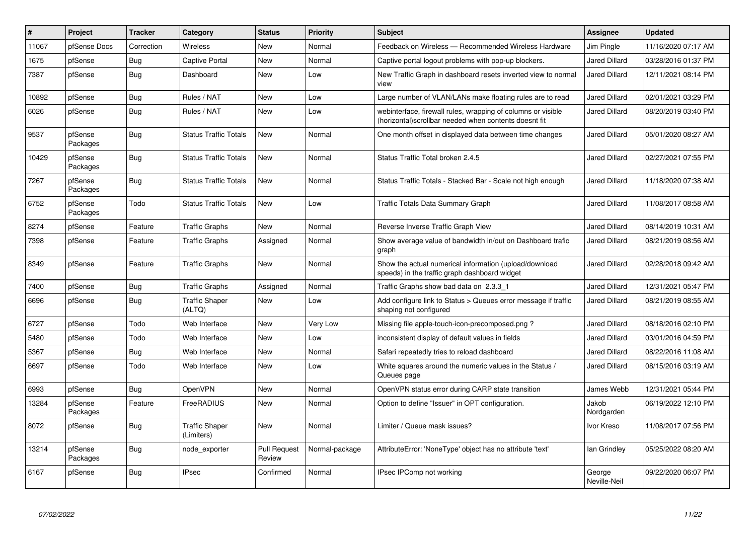| # | Project | Tracker | Category | Status | Priority | Subject | Assignee | Updated |
|---|---|---|---|---|---|---|---|---|
| 11067 | pfSense Docs | Correction | Wireless | New | Normal | Feedback on Wireless — Recommended Wireless Hardware | Jim Pingle | 11/16/2020 07:17 AM |
| 1675 | pfSense | Bug | Captive Portal | New | Normal | Captive portal logout problems with pop-up blockers. | Jared Dillard | 03/28/2016 01:37 PM |
| 7387 | pfSense | Bug | Dashboard | New | Low | New Traffic Graph in dashboard resets inverted view to normal view | Jared Dillard | 12/11/2021 08:14 PM |
| 10892 | pfSense | Bug | Rules / NAT | New | Low | Large number of VLAN/LANs make floating rules are to read | Jared Dillard | 02/01/2021 03:29 PM |
| 6026 | pfSense | Bug | Rules / NAT | New | Low | webinterface, firewall rules, wrapping of columns or visible (horizontal)scrollbar needed when contents doesnt fit | Jared Dillard | 08/20/2019 03:40 PM |
| 9537 | pfSense Packages | Bug | Status Traffic Totals | New | Normal | One month offset in displayed data between time changes | Jared Dillard | 05/01/2020 08:27 AM |
| 10429 | pfSense Packages | Bug | Status Traffic Totals | New | Normal | Status Traffic Total broken 2.4.5 | Jared Dillard | 02/27/2021 07:55 PM |
| 7267 | pfSense Packages | Bug | Status Traffic Totals | New | Normal | Status Traffic Totals - Stacked Bar - Scale not high enough | Jared Dillard | 11/18/2020 07:38 AM |
| 6752 | pfSense Packages | Todo | Status Traffic Totals | New | Low | Traffic Totals Data Summary Graph | Jared Dillard | 11/08/2017 08:58 AM |
| 8274 | pfSense | Feature | Traffic Graphs | New | Normal | Reverse Inverse Traffic Graph View | Jared Dillard | 08/14/2019 10:31 AM |
| 7398 | pfSense | Feature | Traffic Graphs | Assigned | Normal | Show average value of bandwidth in/out on Dashboard trafic graph | Jared Dillard | 08/21/2019 08:56 AM |
| 8349 | pfSense | Feature | Traffic Graphs | New | Normal | Show the actual numerical information (upload/download speeds) in the traffic graph dashboard widget | Jared Dillard | 02/28/2018 09:42 AM |
| 7400 | pfSense | Bug | Traffic Graphs | Assigned | Normal | Traffic Graphs show bad data on 2.3.3_1 | Jared Dillard | 12/31/2021 05:47 PM |
| 6696 | pfSense | Bug | Traffic Shaper (ALTQ) | New | Low | Add configure link to Status > Queues error message if traffic shaping not configured | Jared Dillard | 08/21/2019 08:55 AM |
| 6727 | pfSense | Todo | Web Interface | New | Very Low | Missing file apple-touch-icon-precomposed.png ? | Jared Dillard | 08/18/2016 02:10 PM |
| 5480 | pfSense | Todo | Web Interface | New | Low | inconsistent display of default values in fields | Jared Dillard | 03/01/2016 04:59 PM |
| 5367 | pfSense | Bug | Web Interface | New | Normal | Safari repeatedly tries to reload dashboard | Jared Dillard | 08/22/2016 11:08 AM |
| 6697 | pfSense | Todo | Web Interface | New | Low | White squares around the numeric values in the Status / Queues page | Jared Dillard | 08/15/2016 03:19 AM |
| 6993 | pfSense | Bug | OpenVPN | New | Normal | OpenVPN status error during CARP state transition | James Webb | 12/31/2021 05:44 PM |
| 13284 | pfSense Packages | Feature | FreeRADIUS | New | Normal | Option to define "Issuer" in OPT configuration. | Jakob Nordgarden | 06/19/2022 12:10 PM |
| 8072 | pfSense | Bug | Traffic Shaper (Limiters) | New | Normal | Limiter / Queue mask issues? | Ivor Kreso | 11/08/2017 07:56 PM |
| 13214 | pfSense Packages | Bug | node_exporter | Pull Request Review | Normal-package | AttributeError: 'NoneType' object has no attribute 'text' | Ian Grindley | 05/25/2022 08:20 AM |
| 6167 | pfSense | Bug | IPsec | Confirmed | Normal | IPsec IPComp not working | George Neville-Neil | 09/22/2020 06:07 PM |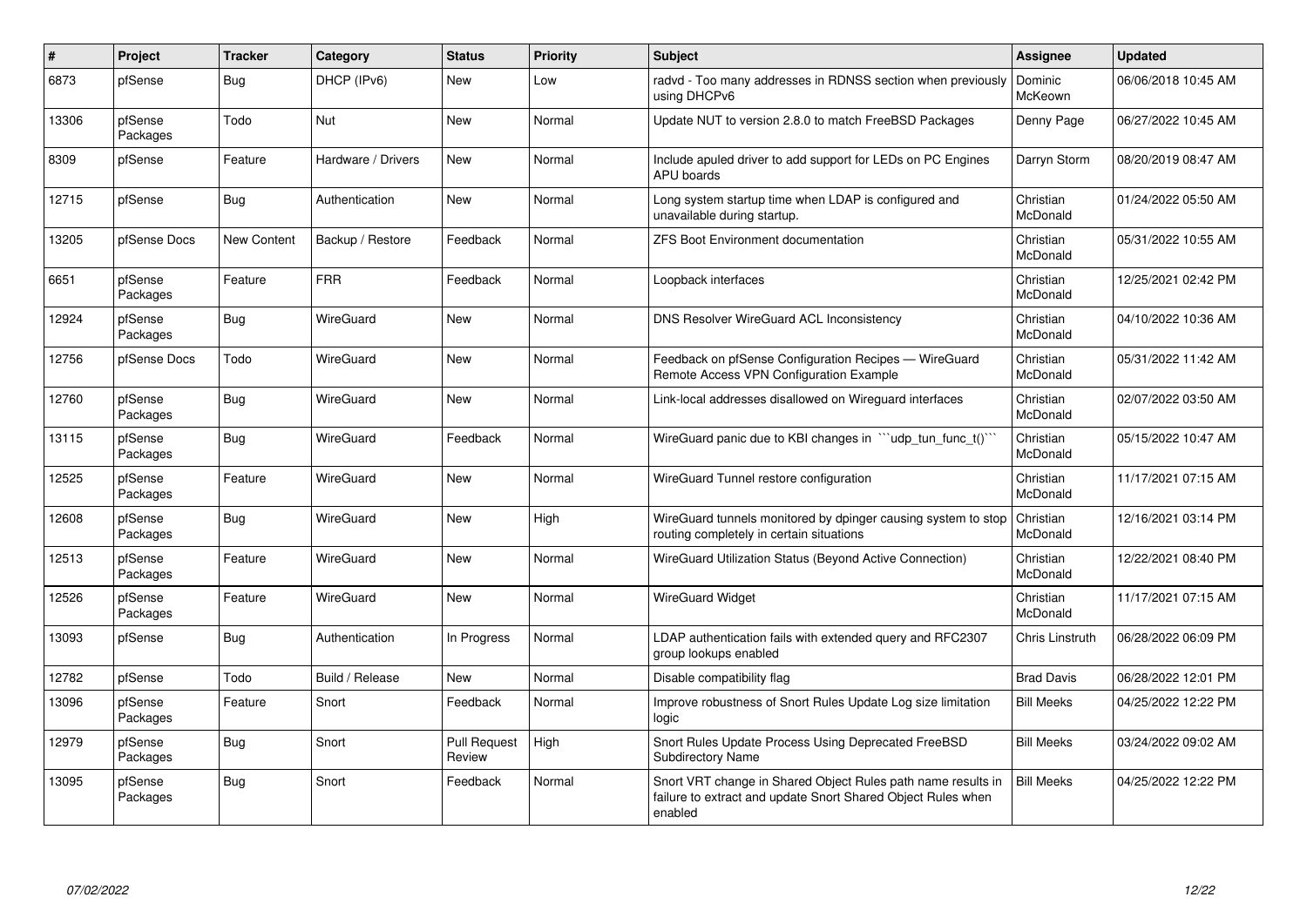| # | Project | Tracker | Category | Status | Priority | Subject | Assignee | Updated |
|---|---|---|---|---|---|---|---|---|
| 6873 | pfSense | Bug | DHCP (IPv6) | New | Low | radvd - Too many addresses in RDNSS section when previously using DHCPv6 | Dominic McKeown | 06/06/2018 10:45 AM |
| 13306 | pfSense Packages | Todo | Nut | New | Normal | Update NUT to version 2.8.0 to match FreeBSD Packages | Denny Page | 06/27/2022 10:45 AM |
| 8309 | pfSense | Feature | Hardware / Drivers | New | Normal | Include apuled driver to add support for LEDs on PC Engines APU boards | Darryn Storm | 08/20/2019 08:47 AM |
| 12715 | pfSense | Bug | Authentication | New | Normal | Long system startup time when LDAP is configured and unavailable during startup. | Christian McDonald | 01/24/2022 05:50 AM |
| 13205 | pfSense Docs | New Content | Backup / Restore | Feedback | Normal | ZFS Boot Environment documentation | Christian McDonald | 05/31/2022 10:55 AM |
| 6651 | pfSense Packages | Feature | FRR | Feedback | Normal | Loopback interfaces | Christian McDonald | 12/25/2021 02:42 PM |
| 12924 | pfSense Packages | Bug | WireGuard | New | Normal | DNS Resolver WireGuard ACL Inconsistency | Christian McDonald | 04/10/2022 10:36 AM |
| 12756 | pfSense Docs | Todo | WireGuard | New | Normal | Feedback on pfSense Configuration Recipes — WireGuard Remote Access VPN Configuration Example | Christian McDonald | 05/31/2022 11:42 AM |
| 12760 | pfSense Packages | Bug | WireGuard | New | Normal | Link-local addresses disallowed on Wireguard interfaces | Christian McDonald | 02/07/2022 03:50 AM |
| 13115 | pfSense Packages | Bug | WireGuard | Feedback | Normal | WireGuard panic due to KBI changes in ```udp_tun_func_t()``` | Christian McDonald | 05/15/2022 10:47 AM |
| 12525 | pfSense Packages | Feature | WireGuard | New | Normal | WireGuard Tunnel restore configuration | Christian McDonald | 11/17/2021 07:15 AM |
| 12608 | pfSense Packages | Bug | WireGuard | New | High | WireGuard tunnels monitored by dpinger causing system to stop routing completely in certain situations | Christian McDonald | 12/16/2021 03:14 PM |
| 12513 | pfSense Packages | Feature | WireGuard | New | Normal | WireGuard Utilization Status (Beyond Active Connection) | Christian McDonald | 12/22/2021 08:40 PM |
| 12526 | pfSense Packages | Feature | WireGuard | New | Normal | WireGuard Widget | Christian McDonald | 11/17/2021 07:15 AM |
| 13093 | pfSense | Bug | Authentication | In Progress | Normal | LDAP authentication fails with extended query and RFC2307 group lookups enabled | Chris Linstruth | 06/28/2022 06:09 PM |
| 12782 | pfSense | Todo | Build / Release | New | Normal | Disable compatibility flag | Brad Davis | 06/28/2022 12:01 PM |
| 13096 | pfSense Packages | Feature | Snort | Feedback | Normal | Improve robustness of Snort Rules Update Log size limitation logic | Bill Meeks | 04/25/2022 12:22 PM |
| 12979 | pfSense Packages | Bug | Snort | Pull Request Review | High | Snort Rules Update Process Using Deprecated FreeBSD Subdirectory Name | Bill Meeks | 03/24/2022 09:02 AM |
| 13095 | pfSense Packages | Bug | Snort | Feedback | Normal | Snort VRT change in Shared Object Rules path name results in failure to extract and update Snort Shared Object Rules when enabled | Bill Meeks | 04/25/2022 12:22 PM |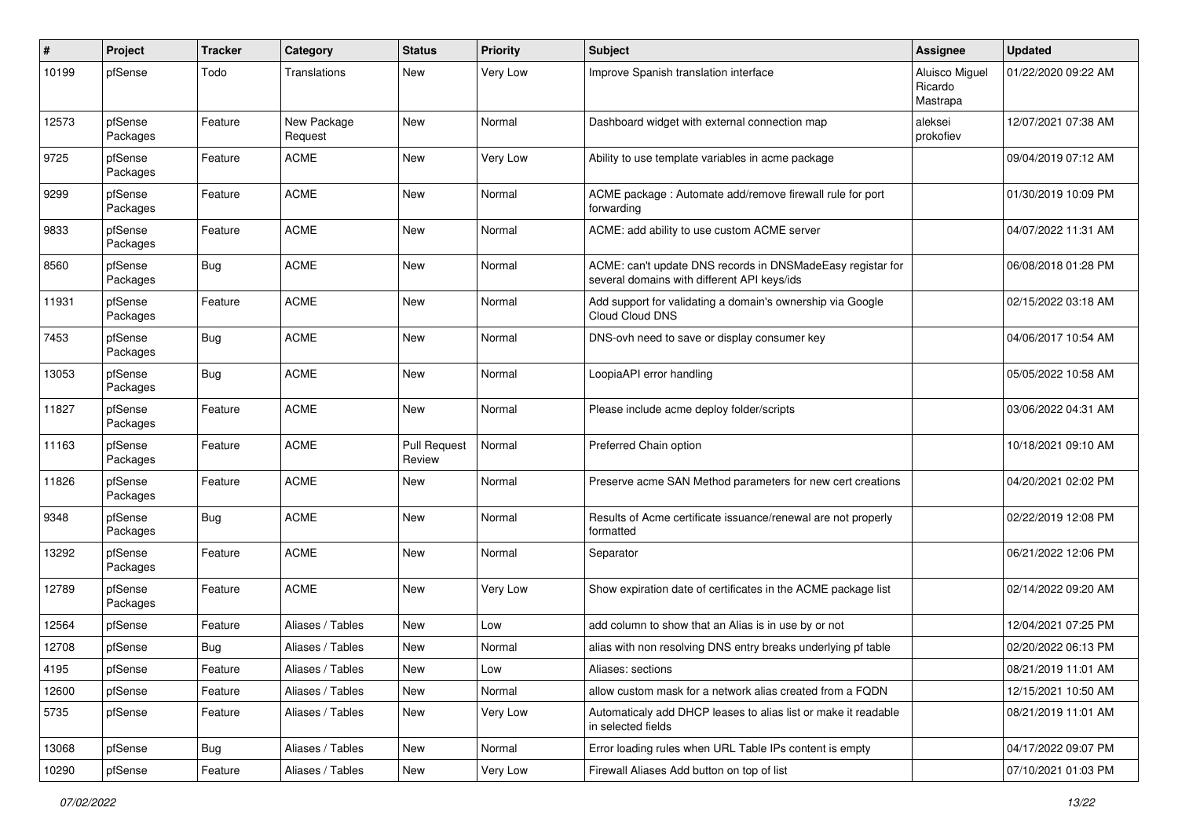| # | Project | Tracker | Category | Status | Priority | Subject | Assignee | Updated |
|---|---|---|---|---|---|---|---|---|
| 10199 | pfSense | Todo | Translations | New | Very Low | Improve Spanish translation interface | Aluisco Miguel Ricardo Mastrapa | 01/22/2020 09:22 AM |
| 12573 | pfSense Packages | Feature | New Package Request | New | Normal | Dashboard widget with external connection map | aleksei prokofiev | 12/07/2021 07:38 AM |
| 9725 | pfSense Packages | Feature | ACME | New | Very Low | Ability to use template variables in acme package | | 09/04/2019 07:12 AM |
| 9299 | pfSense Packages | Feature | ACME | New | Normal | ACME package : Automate add/remove firewall rule for port forwarding | | 01/30/2019 10:09 PM |
| 9833 | pfSense Packages | Feature | ACME | New | Normal | ACME: add ability to use custom ACME server | | 04/07/2022 11:31 AM |
| 8560 | pfSense Packages | Bug | ACME | New | Normal | ACME: can't update DNS records in DNSMadeEasy registar for several domains with different API keys/ids | | 06/08/2018 01:28 PM |
| 11931 | pfSense Packages | Feature | ACME | New | Normal | Add support for validating a domain's ownership via Google Cloud Cloud DNS | | 02/15/2022 03:18 AM |
| 7453 | pfSense Packages | Bug | ACME | New | Normal | DNS-ovh need to save or display consumer key | | 04/06/2017 10:54 AM |
| 13053 | pfSense Packages | Bug | ACME | New | Normal | LoopiaAPI error handling | | 05/05/2022 10:58 AM |
| 11827 | pfSense Packages | Feature | ACME | New | Normal | Please include acme deploy folder/scripts | | 03/06/2022 04:31 AM |
| 11163 | pfSense Packages | Feature | ACME | Pull Request Review | Normal | Preferred Chain option | | 10/18/2021 09:10 AM |
| 11826 | pfSense Packages | Feature | ACME | New | Normal | Preserve acme SAN Method parameters for new cert creations | | 04/20/2021 02:02 PM |
| 9348 | pfSense Packages | Bug | ACME | New | Normal | Results of Acme certificate issuance/renewal are not properly formatted | | 02/22/2019 12:08 PM |
| 13292 | pfSense Packages | Feature | ACME | New | Normal | Separator | | 06/21/2022 12:06 PM |
| 12789 | pfSense Packages | Feature | ACME | New | Very Low | Show expiration date of certificates in the ACME package list | | 02/14/2022 09:20 AM |
| 12564 | pfSense | Feature | Aliases / Tables | New | Low | add column to show that an Alias is in use by or not | | 12/04/2021 07:25 PM |
| 12708 | pfSense | Bug | Aliases / Tables | New | Normal | alias with non resolving DNS entry breaks underlying pf table | | 02/20/2022 06:13 PM |
| 4195 | pfSense | Feature | Aliases / Tables | New | Low | Aliases: sections | | 08/21/2019 11:01 AM |
| 12600 | pfSense | Feature | Aliases / Tables | New | Normal | allow custom mask for a network alias created from a FQDN | | 12/15/2021 10:50 AM |
| 5735 | pfSense | Feature | Aliases / Tables | New | Very Low | Automaticaly add DHCP leases to alias list or make it readable in selected fields | | 08/21/2019 11:01 AM |
| 13068 | pfSense | Bug | Aliases / Tables | New | Normal | Error loading rules when URL Table IPs content is empty | | 04/17/2022 09:07 PM |
| 10290 | pfSense | Feature | Aliases / Tables | New | Very Low | Firewall Aliases Add button on top of list | | 07/10/2021 01:03 PM |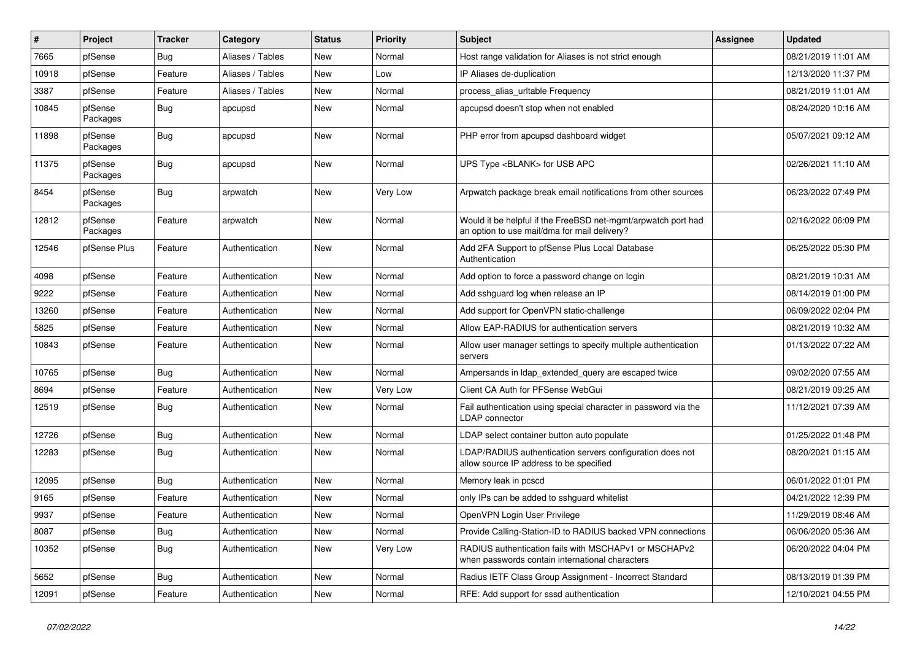| # | Project | Tracker | Category | Status | Priority | Subject | Assignee | Updated |
|---|---|---|---|---|---|---|---|---|
| 7665 | pfSense | Bug | Aliases / Tables | New | Normal | Host range validation for Aliases is not strict enough | | 08/21/2019 11:01 AM |
| 10918 | pfSense | Feature | Aliases / Tables | New | Low | IP Aliases de-duplication | | 12/13/2020 11:37 PM |
| 3387 | pfSense | Feature | Aliases / Tables | New | Normal | process_alias_urltable Frequency | | 08/21/2019 11:01 AM |
| 10845 | pfSense Packages | Bug | apcupsd | New | Normal | apcupsd doesn't stop when not enabled | | 08/24/2020 10:16 AM |
| 11898 | pfSense Packages | Bug | apcupsd | New | Normal | PHP error from apcupsd dashboard widget | | 05/07/2021 09:12 AM |
| 11375 | pfSense Packages | Bug | apcupsd | New | Normal | UPS Type <BLANK> for USB APC | | 02/26/2021 11:10 AM |
| 8454 | pfSense Packages | Bug | arpwatch | New | Very Low | Arpwatch package break email notifications from other sources | | 06/23/2022 07:49 PM |
| 12812 | pfSense Packages | Feature | arpwatch | New | Normal | Would it be helpful if the FreeBSD net-mgmt/arpwatch port had an option to use mail/dma for mail delivery? | | 02/16/2022 06:09 PM |
| 12546 | pfSense Plus | Feature | Authentication | New | Normal | Add 2FA Support to pfSense Plus Local Database Authentication | | 06/25/2022 05:30 PM |
| 4098 | pfSense | Feature | Authentication | New | Normal | Add option to force a password change on login | | 08/21/2019 10:31 AM |
| 9222 | pfSense | Feature | Authentication | New | Normal | Add sshguard log when release an IP | | 08/14/2019 01:00 PM |
| 13260 | pfSense | Feature | Authentication | New | Normal | Add support for OpenVPN static-challenge | | 06/09/2022 02:04 PM |
| 5825 | pfSense | Feature | Authentication | New | Normal | Allow EAP-RADIUS for authentication servers | | 08/21/2019 10:32 AM |
| 10843 | pfSense | Feature | Authentication | New | Normal | Allow user manager settings to specify multiple authentication servers | | 01/13/2022 07:22 AM |
| 10765 | pfSense | Bug | Authentication | New | Normal | Ampersands in ldap_extended_query are escaped twice | | 09/02/2020 07:55 AM |
| 8694 | pfSense | Feature | Authentication | New | Very Low | Client CA Auth for PFSense WebGui | | 08/21/2019 09:25 AM |
| 12519 | pfSense | Bug | Authentication | New | Normal | Fail authentication using special character in password via the LDAP connector | | 11/12/2021 07:39 AM |
| 12726 | pfSense | Bug | Authentication | New | Normal | LDAP select container button auto populate | | 01/25/2022 01:48 PM |
| 12283 | pfSense | Bug | Authentication | New | Normal | LDAP/RADIUS authentication servers configuration does not allow source IP address to be specified | | 08/20/2021 01:15 AM |
| 12095 | pfSense | Bug | Authentication | New | Normal | Memory leak in pcscd | | 06/01/2022 01:01 PM |
| 9165 | pfSense | Feature | Authentication | New | Normal | only IPs can be added to sshguard whitelist | | 04/21/2022 12:39 PM |
| 9937 | pfSense | Feature | Authentication | New | Normal | OpenVPN Login User Privilege | | 11/29/2019 08:46 AM |
| 8087 | pfSense | Bug | Authentication | New | Normal | Provide Calling-Station-ID to RADIUS backed VPN connections | | 06/06/2020 05:36 AM |
| 10352 | pfSense | Bug | Authentication | New | Very Low | RADIUS authentication fails with MSCHAPv1 or MSCHAPv2 when passwords contain international characters | | 06/20/2022 04:04 PM |
| 5652 | pfSense | Bug | Authentication | New | Normal | Radius IETF Class Group Assignment - Incorrect Standard | | 08/13/2019 01:39 PM |
| 12091 | pfSense | Feature | Authentication | New | Normal | RFE: Add support for sssd authentication | | 12/10/2021 04:55 PM |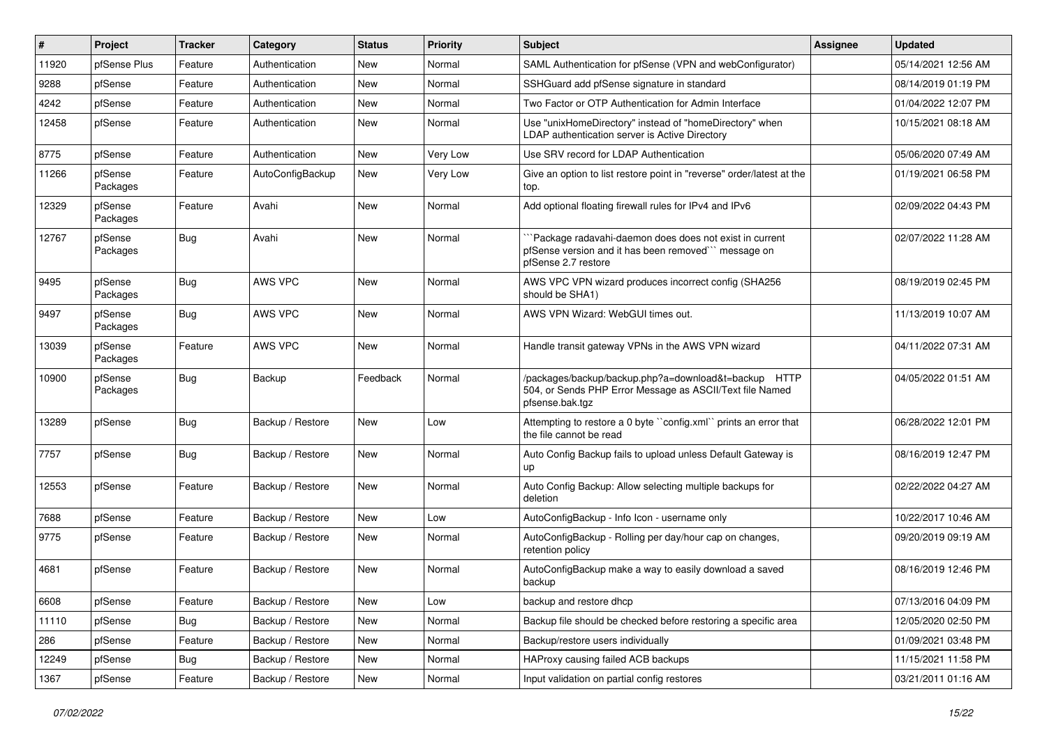| # | Project | Tracker | Category | Status | Priority | Subject | Assignee | Updated |
|---|---|---|---|---|---|---|---|---|
| 11920 | pfSense Plus | Feature | Authentication | New | Normal | SAML Authentication for pfSense (VPN and webConfigurator) | | 05/14/2021 12:56 AM |
| 9288 | pfSense | Feature | Authentication | New | Normal | SSHGuard add pfSense signature in standard | | 08/14/2019 01:19 PM |
| 4242 | pfSense | Feature | Authentication | New | Normal | Two Factor or OTP Authentication for Admin Interface | | 01/04/2022 12:07 PM |
| 12458 | pfSense | Feature | Authentication | New | Normal | Use "unixHomeDirectory" instead of "homeDirectory" when LDAP authentication server is Active Directory | | 10/15/2021 08:18 AM |
| 8775 | pfSense | Feature | Authentication | New | Very Low | Use SRV record for LDAP Authentication | | 05/06/2020 07:49 AM |
| 11266 | pfSense Packages | Feature | AutoConfigBackup | New | Very Low | Give an option to list restore point in "reverse" order/latest at the top. | | 01/19/2021 06:58 PM |
| 12329 | pfSense Packages | Feature | Avahi | New | Normal | Add optional floating firewall rules for IPv4 and IPv6 | | 02/09/2022 04:43 PM |
| 12767 | pfSense Packages | Bug | Avahi | New | Normal | ```Package radavahi-daemon does does not exist in current pfSense version and it has been removed``` message on pfSense 2.7 restore | | 02/07/2022 11:28 AM |
| 9495 | pfSense Packages | Bug | AWS VPC | New | Normal | AWS VPC VPN wizard produces incorrect config (SHA256 should be SHA1) | | 08/19/2019 02:45 PM |
| 9497 | pfSense Packages | Bug | AWS VPC | New | Normal | AWS VPN Wizard: WebGUI times out. | | 11/13/2019 10:07 AM |
| 13039 | pfSense Packages | Feature | AWS VPC | New | Normal | Handle transit gateway VPNs in the AWS VPN wizard | | 04/11/2022 07:31 AM |
| 10900 | pfSense Packages | Bug | Backup | Feedback | Normal | /packages/backup/backup.php?a=download&t=backup HTTP 504, or Sends PHP Error Message as ASCII/Text file Named pfsense.bak.tgz | | 04/05/2022 01:51 AM |
| 13289 | pfSense | Bug | Backup / Restore | New | Low | Attempting to restore a 0 byte ``config.xml`` prints an error that the file cannot be read | | 06/28/2022 12:01 PM |
| 7757 | pfSense | Bug | Backup / Restore | New | Normal | Auto Config Backup fails to upload unless Default Gateway is up | | 08/16/2019 12:47 PM |
| 12553 | pfSense | Feature | Backup / Restore | New | Normal | Auto Config Backup: Allow selecting multiple backups for deletion | | 02/22/2022 04:27 AM |
| 7688 | pfSense | Feature | Backup / Restore | New | Low | AutoConfigBackup - Info Icon - username only | | 10/22/2017 10:46 AM |
| 9775 | pfSense | Feature | Backup / Restore | New | Normal | AutoConfigBackup - Rolling per day/hour cap on changes, retention policy | | 09/20/2019 09:19 AM |
| 4681 | pfSense | Feature | Backup / Restore | New | Normal | AutoConfigBackup make a way to easily download a saved backup | | 08/16/2019 12:46 PM |
| 6608 | pfSense | Feature | Backup / Restore | New | Low | backup and restore dhcp | | 07/13/2016 04:09 PM |
| 11110 | pfSense | Bug | Backup / Restore | New | Normal | Backup file should be checked before restoring a specific area | | 12/05/2020 02:50 PM |
| 286 | pfSense | Feature | Backup / Restore | New | Normal | Backup/restore users individually | | 01/09/2021 03:48 PM |
| 12249 | pfSense | Bug | Backup / Restore | New | Normal | HAProxy causing failed ACB backups | | 11/15/2021 11:58 PM |
| 1367 | pfSense | Feature | Backup / Restore | New | Normal | Input validation on partial config restores | | 03/21/2011 01:16 AM |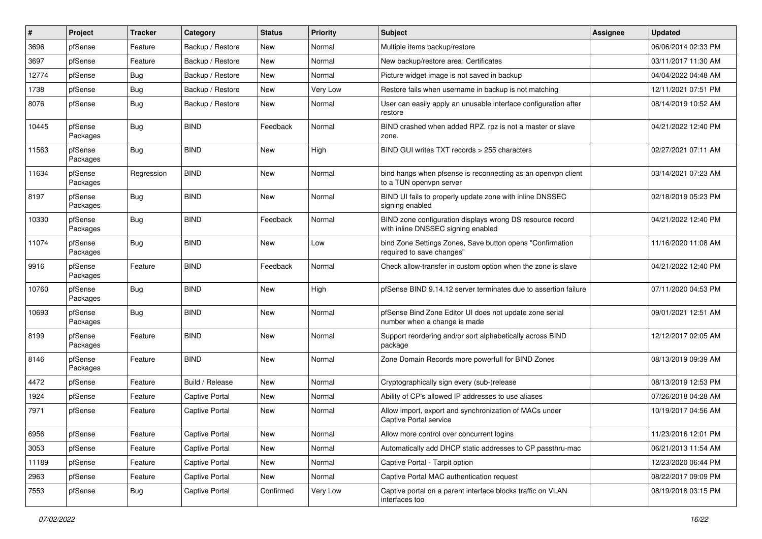| # | Project | Tracker | Category | Status | Priority | Subject | Assignee | Updated |
|---|---|---|---|---|---|---|---|---|
| 3696 | pfSense | Feature | Backup / Restore | New | Normal | Multiple items backup/restore | | 06/06/2014 02:33 PM |
| 3697 | pfSense | Feature | Backup / Restore | New | Normal | New backup/restore area: Certificates | | 03/11/2017 11:30 AM |
| 12774 | pfSense | Bug | Backup / Restore | New | Normal | Picture widget image is not saved in backup | | 04/04/2022 04:48 AM |
| 1738 | pfSense | Bug | Backup / Restore | New | Very Low | Restore fails when username in backup is not matching | | 12/11/2021 07:51 PM |
| 8076 | pfSense | Bug | Backup / Restore | New | Normal | User can easily apply an unusable interface configuration after restore | | 08/14/2019 10:52 AM |
| 10445 | pfSense Packages | Bug | BIND | Feedback | Normal | BIND crashed when added RPZ. rpz is not a master or slave zone. | | 04/21/2022 12:40 PM |
| 11563 | pfSense Packages | Bug | BIND | New | High | BIND GUI writes TXT records > 255 characters | | 02/27/2021 07:11 AM |
| 11634 | pfSense Packages | Regression | BIND | New | Normal | bind hangs when pfsense is reconnecting as an openvpn client to a TUN openvpn server | | 03/14/2021 07:23 AM |
| 8197 | pfSense Packages | Bug | BIND | New | Normal | BIND UI fails to properly update zone with inline DNSSEC signing enabled | | 02/18/2019 05:23 PM |
| 10330 | pfSense Packages | Bug | BIND | Feedback | Normal | BIND zone configuration displays wrong DS resource record with inline DNSSEC signing enabled | | 04/21/2022 12:40 PM |
| 11074 | pfSense Packages | Bug | BIND | New | Low | bind Zone Settings Zones, Save button opens "Confirmation required to save changes" | | 11/16/2020 11:08 AM |
| 9916 | pfSense Packages | Feature | BIND | Feedback | Normal | Check allow-transfer in custom option when the zone is slave | | 04/21/2022 12:40 PM |
| 10760 | pfSense Packages | Bug | BIND | New | High | pfSense BIND 9.14.12 server terminates due to assertion failure | | 07/11/2020 04:53 PM |
| 10693 | pfSense Packages | Bug | BIND | New | Normal | pfSense Bind Zone Editor UI does not update zone serial number when a change is made | | 09/01/2021 12:51 AM |
| 8199 | pfSense Packages | Feature | BIND | New | Normal | Support reordering and/or sort alphabetically across BIND package | | 12/12/2017 02:05 AM |
| 8146 | pfSense Packages | Feature | BIND | New | Normal | Zone Domain Records more powerfull for BIND Zones | | 08/13/2019 09:39 AM |
| 4472 | pfSense | Feature | Build / Release | New | Normal | Cryptographically sign every (sub-)release | | 08/13/2019 12:53 PM |
| 1924 | pfSense | Feature | Captive Portal | New | Normal | Ability of CP's allowed IP addresses to use aliases | | 07/26/2018 04:28 AM |
| 7971 | pfSense | Feature | Captive Portal | New | Normal | Allow import, export and synchronization of MACs under Captive Portal service | | 10/19/2017 04:56 AM |
| 6956 | pfSense | Feature | Captive Portal | New | Normal | Allow more control over concurrent logins | | 11/23/2016 12:01 PM |
| 3053 | pfSense | Feature | Captive Portal | New | Normal | Automatically add DHCP static addresses to CP passthru-mac | | 06/21/2013 11:54 AM |
| 11189 | pfSense | Feature | Captive Portal | New | Normal | Captive Portal - Tarpit option | | 12/23/2020 06:44 PM |
| 2963 | pfSense | Feature | Captive Portal | New | Normal | Captive Portal MAC authentication request | | 08/22/2017 09:09 PM |
| 7553 | pfSense | Bug | Captive Portal | Confirmed | Very Low | Captive portal on a parent interface blocks traffic on VLAN interfaces too | | 08/19/2018 03:15 PM |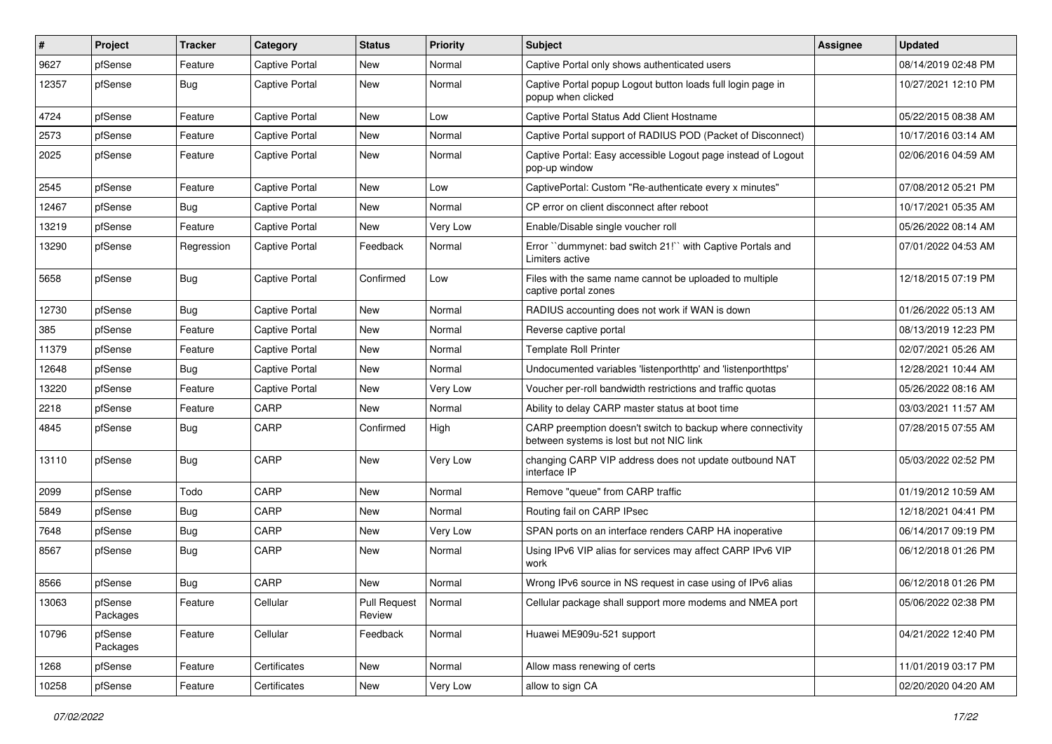| # | Project | Tracker | Category | Status | Priority | Subject | Assignee | Updated |
|---|---|---|---|---|---|---|---|---|
| 9627 | pfSense | Feature | Captive Portal | New | Normal | Captive Portal only shows authenticated users | | 08/14/2019 02:48 PM |
| 12357 | pfSense | Bug | Captive Portal | New | Normal | Captive Portal popup Logout button loads full login page in popup when clicked | | 10/27/2021 12:10 PM |
| 4724 | pfSense | Feature | Captive Portal | New | Low | Captive Portal Status Add Client Hostname | | 05/22/2015 08:38 AM |
| 2573 | pfSense | Feature | Captive Portal | New | Normal | Captive Portal support of RADIUS POD (Packet of Disconnect) | | 10/17/2016 03:14 AM |
| 2025 | pfSense | Feature | Captive Portal | New | Normal | Captive Portal: Easy accessible Logout page instead of Logout pop-up window | | 02/06/2016 04:59 AM |
| 2545 | pfSense | Feature | Captive Portal | New | Low | CaptivePortal: Custom "Re-authenticate every x minutes" | | 07/08/2012 05:21 PM |
| 12467 | pfSense | Bug | Captive Portal | New | Normal | CP error on client disconnect after reboot | | 10/17/2021 05:35 AM |
| 13219 | pfSense | Feature | Captive Portal | New | Very Low | Enable/Disable single voucher roll | | 05/26/2022 08:14 AM |
| 13290 | pfSense | Regression | Captive Portal | Feedback | Normal | Error ``dummynet: bad switch 21!`` with Captive Portals and Limiters active | | 07/01/2022 04:53 AM |
| 5658 | pfSense | Bug | Captive Portal | Confirmed | Low | Files with the same name cannot be uploaded to multiple captive portal zones | | 12/18/2015 07:19 PM |
| 12730 | pfSense | Bug | Captive Portal | New | Normal | RADIUS accounting does not work if WAN is down | | 01/26/2022 05:13 AM |
| 385 | pfSense | Feature | Captive Portal | New | Normal | Reverse captive portal | | 08/13/2019 12:23 PM |
| 11379 | pfSense | Feature | Captive Portal | New | Normal | Template Roll Printer | | 02/07/2021 05:26 AM |
| 12648 | pfSense | Bug | Captive Portal | New | Normal | Undocumented variables 'listenporthttp' and 'listenporthttps' | | 12/28/2021 10:44 AM |
| 13220 | pfSense | Feature | Captive Portal | New | Very Low | Voucher per-roll bandwidth restrictions and traffic quotas | | 05/26/2022 08:16 AM |
| 2218 | pfSense | Feature | CARP | New | Normal | Ability to delay CARP master status at boot time | | 03/03/2021 11:57 AM |
| 4845 | pfSense | Bug | CARP | Confirmed | High | CARP preemption doesn't switch to backup where connectivity between systems is lost but not NIC link | | 07/28/2015 07:55 AM |
| 13110 | pfSense | Bug | CARP | New | Very Low | changing CARP VIP address does not update outbound NAT interface IP | | 05/03/2022 02:52 PM |
| 2099 | pfSense | Todo | CARP | New | Normal | Remove "queue" from CARP traffic | | 01/19/2012 10:59 AM |
| 5849 | pfSense | Bug | CARP | New | Normal | Routing fail on CARP IPsec | | 12/18/2021 04:41 PM |
| 7648 | pfSense | Bug | CARP | New | Very Low | SPAN ports on an interface renders CARP HA inoperative | | 06/14/2017 09:19 PM |
| 8567 | pfSense | Bug | CARP | New | Normal | Using IPv6 VIP alias for services may affect CARP IPv6 VIP work | | 06/12/2018 01:26 PM |
| 8566 | pfSense | Bug | CARP | New | Normal | Wrong IPv6 source in NS request in case using of IPv6 alias | | 06/12/2018 01:26 PM |
| 13063 | pfSense Packages | Feature | Cellular | Pull Request Review | Normal | Cellular package shall support more modems and NMEA port | | 05/06/2022 02:38 PM |
| 10796 | pfSense Packages | Feature | Cellular | Feedback | Normal | Huawei ME909u-521 support | | 04/21/2022 12:40 PM |
| 1268 | pfSense | Feature | Certificates | New | Normal | Allow mass renewing of certs | | 11/01/2019 03:17 PM |
| 10258 | pfSense | Feature | Certificates | New | Very Low | allow to sign CA | | 02/20/2020 04:20 AM |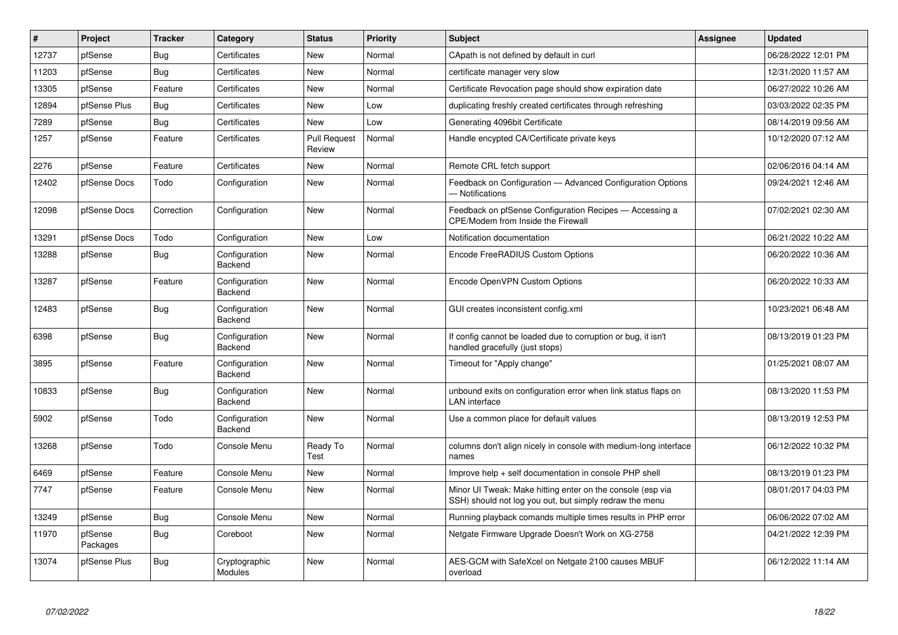| # | Project | Tracker | Category | Status | Priority | Subject | Assignee | Updated |
|---|---|---|---|---|---|---|---|---|
| 12737 | pfSense | Bug | Certificates | New | Normal | CApath is not defined by default in curl | | 06/28/2022 12:01 PM |
| 11203 | pfSense | Bug | Certificates | New | Normal | certificate manager very slow | | 12/31/2020 11:57 AM |
| 13305 | pfSense | Feature | Certificates | New | Normal | Certificate Revocation page should show expiration date | | 06/27/2022 10:26 AM |
| 12894 | pfSense Plus | Bug | Certificates | New | Low | duplicating freshly created certificates through refreshing | | 03/03/2022 02:35 PM |
| 7289 | pfSense | Bug | Certificates | New | Low | Generating 4096bit Certificate | | 08/14/2019 09:56 AM |
| 1257 | pfSense | Feature | Certificates | Pull Request Review | Normal | Handle encypted CA/Certificate private keys | | 10/12/2020 07:12 AM |
| 2276 | pfSense | Feature | Certificates | New | Normal | Remote CRL fetch support | | 02/06/2016 04:14 AM |
| 12402 | pfSense Docs | Todo | Configuration | New | Normal | Feedback on Configuration — Advanced Configuration Options — Notifications | | 09/24/2021 12:46 AM |
| 12098 | pfSense Docs | Correction | Configuration | New | Normal | Feedback on pfSense Configuration Recipes — Accessing a CPE/Modem from Inside the Firewall | | 07/02/2021 02:30 AM |
| 13291 | pfSense Docs | Todo | Configuration | New | Low | Notification documentation | | 06/21/2022 10:22 AM |
| 13288 | pfSense | Bug | Configuration Backend | New | Normal | Encode FreeRADIUS Custom Options | | 06/20/2022 10:36 AM |
| 13287 | pfSense | Feature | Configuration Backend | New | Normal | Encode OpenVPN Custom Options | | 06/20/2022 10:33 AM |
| 12483 | pfSense | Bug | Configuration Backend | New | Normal | GUI creates inconsistent config.xml | | 10/23/2021 06:48 AM |
| 6398 | pfSense | Bug | Configuration Backend | New | Normal | If config cannot be loaded due to corruption or bug, it isn't handled gracefully (just stops) | | 08/13/2019 01:23 PM |
| 3895 | pfSense | Feature | Configuration Backend | New | Normal | Timeout for "Apply change" | | 01/25/2021 08:07 AM |
| 10833 | pfSense | Bug | Configuration Backend | New | Normal | unbound exits on configuration error when link status flaps on LAN interface | | 08/13/2020 11:53 PM |
| 5902 | pfSense | Todo | Configuration Backend | New | Normal | Use a common place for default values | | 08/13/2019 12:53 PM |
| 13268 | pfSense | Todo | Console Menu | Ready To Test | Normal | columns don't align nicely in console with medium-long interface names | | 06/12/2022 10:32 PM |
| 6469 | pfSense | Feature | Console Menu | New | Normal | Improve help + self documentation in console PHP shell | | 08/13/2019 01:23 PM |
| 7747 | pfSense | Feature | Console Menu | New | Normal | Minor UI Tweak: Make hitting enter on the console (esp via SSH) should not log you out, but simply redraw the menu | | 08/01/2017 04:03 PM |
| 13249 | pfSense | Bug | Console Menu | New | Normal | Running playback comands multiple times results in PHP error | | 06/06/2022 07:02 AM |
| 11970 | pfSense Packages | Bug | Coreboot | New | Normal | Netgate Firmware Upgrade Doesn't Work on XG-2758 | | 04/21/2022 12:39 PM |
| 13074 | pfSense Plus | Bug | Cryptographic Modules | New | Normal | AES-GCM with SafeXcel on Netgate 2100 causes MBUF overload | | 06/12/2022 11:14 AM |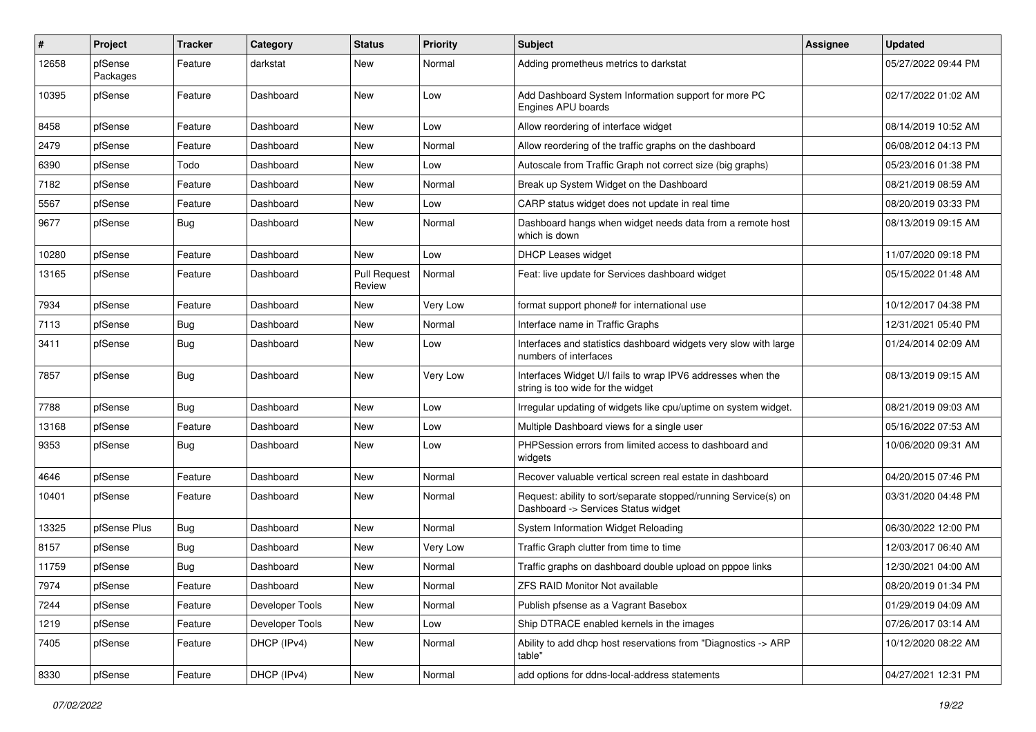| # | Project | Tracker | Category | Status | Priority | Subject | Assignee | Updated |
|---|---|---|---|---|---|---|---|---|
| 12658 | pfSense Packages | Feature | darkstat | New | Normal | Adding prometheus metrics to darkstat | | 05/27/2022 09:44 PM |
| 10395 | pfSense | Feature | Dashboard | New | Low | Add Dashboard System Information support for more PC Engines APU boards | | 02/17/2022 01:02 AM |
| 8458 | pfSense | Feature | Dashboard | New | Low | Allow reordering of interface widget | | 08/14/2019 10:52 AM |
| 2479 | pfSense | Feature | Dashboard | New | Normal | Allow reordering of the traffic graphs on the dashboard | | 06/08/2012 04:13 PM |
| 6390 | pfSense | Todo | Dashboard | New | Low | Autoscale from Traffic Graph not correct size (big graphs) | | 05/23/2016 01:38 PM |
| 7182 | pfSense | Feature | Dashboard | New | Normal | Break up System Widget on the Dashboard | | 08/21/2019 08:59 AM |
| 5567 | pfSense | Feature | Dashboard | New | Low | CARP status widget does not update in real time | | 08/20/2019 03:33 PM |
| 9677 | pfSense | Bug | Dashboard | New | Normal | Dashboard hangs when widget needs data from a remote host which is down | | 08/13/2019 09:15 AM |
| 10280 | pfSense | Feature | Dashboard | New | Low | DHCP Leases widget | | 11/07/2020 09:18 PM |
| 13165 | pfSense | Feature | Dashboard | Pull Request Review | Normal | Feat: live update for Services dashboard widget | | 05/15/2022 01:48 AM |
| 7934 | pfSense | Feature | Dashboard | New | Very Low | format support phone# for international use | | 10/12/2017 04:38 PM |
| 7113 | pfSense | Bug | Dashboard | New | Normal | Interface name in Traffic Graphs | | 12/31/2021 05:40 PM |
| 3411 | pfSense | Bug | Dashboard | New | Low | Interfaces and statistics dashboard widgets very slow with large numbers of interfaces | | 01/24/2014 02:09 AM |
| 7857 | pfSense | Bug | Dashboard | New | Very Low | Interfaces Widget U/I fails to wrap IPV6 addresses when the string is too wide for the widget | | 08/13/2019 09:15 AM |
| 7788 | pfSense | Bug | Dashboard | New | Low | Irregular updating of widgets like cpu/uptime on system widget. | | 08/21/2019 09:03 AM |
| 13168 | pfSense | Feature | Dashboard | New | Low | Multiple Dashboard views for a single user | | 05/16/2022 07:53 AM |
| 9353 | pfSense | Bug | Dashboard | New | Low | PHPSession errors from limited access to dashboard and widgets | | 10/06/2020 09:31 AM |
| 4646 | pfSense | Feature | Dashboard | New | Normal | Recover valuable vertical screen real estate in dashboard | | 04/20/2015 07:46 PM |
| 10401 | pfSense | Feature | Dashboard | New | Normal | Request: ability to sort/separate stopped/running Service(s) on Dashboard -> Services Status widget | | 03/31/2020 04:48 PM |
| 13325 | pfSense Plus | Bug | Dashboard | New | Normal | System Information Widget Reloading | | 06/30/2022 12:00 PM |
| 8157 | pfSense | Bug | Dashboard | New | Very Low | Traffic Graph clutter from time to time | | 12/03/2017 06:40 AM |
| 11759 | pfSense | Bug | Dashboard | New | Normal | Traffic graphs on dashboard double upload on pppoe links | | 12/30/2021 04:00 AM |
| 7974 | pfSense | Feature | Dashboard | New | Normal | ZFS RAID Monitor Not available | | 08/20/2019 01:34 PM |
| 7244 | pfSense | Feature | Developer Tools | New | Normal | Publish pfsense as a Vagrant Basebox | | 01/29/2019 04:09 AM |
| 1219 | pfSense | Feature | Developer Tools | New | Low | Ship DTRACE enabled kernels in the images | | 07/26/2017 03:14 AM |
| 7405 | pfSense | Feature | DHCP (IPv4) | New | Normal | Ability to add dhcp host reservations from "Diagnostics -> ARP table" | | 10/12/2020 08:22 AM |
| 8330 | pfSense | Feature | DHCP (IPv4) | New | Normal | add options for ddns-local-address statements | | 04/27/2021 12:31 PM |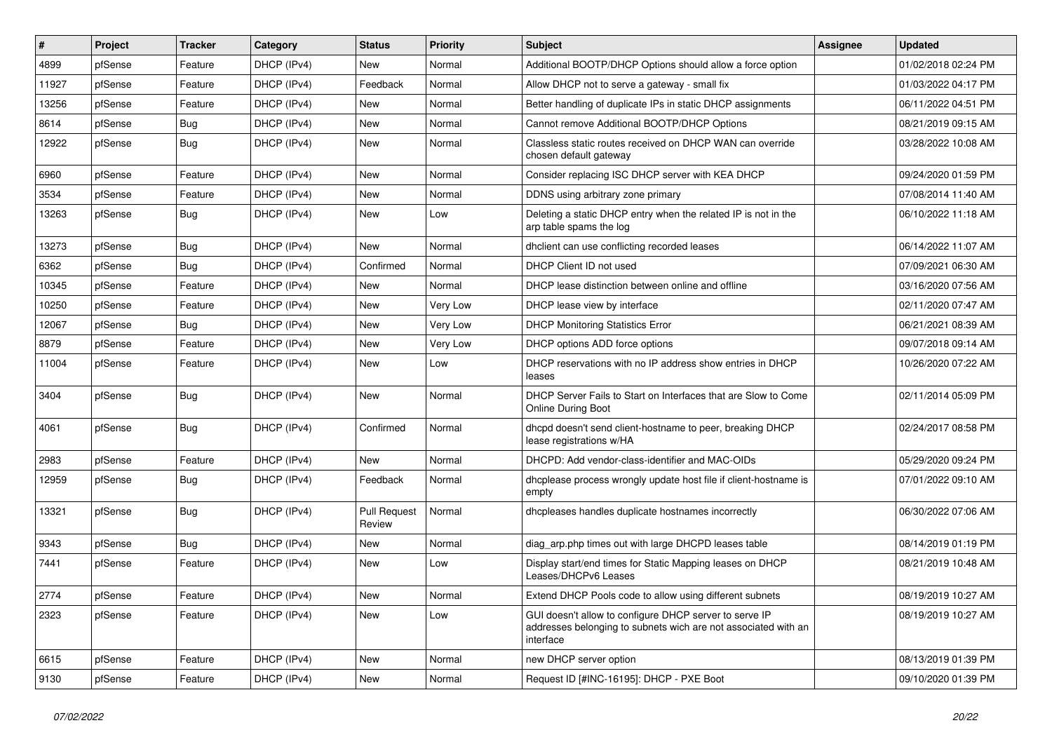| # | Project | Tracker | Category | Status | Priority | Subject | Assignee | Updated |
|---|---|---|---|---|---|---|---|---|
| 4899 | pfSense | Feature | DHCP (IPv4) | New | Normal | Additional BOOTP/DHCP Options should allow a force option | | 01/02/2018 02:24 PM |
| 11927 | pfSense | Feature | DHCP (IPv4) | Feedback | Normal | Allow DHCP not to serve a gateway - small fix | | 01/03/2022 04:17 PM |
| 13256 | pfSense | Feature | DHCP (IPv4) | New | Normal | Better handling of duplicate IPs in static DHCP assignments | | 06/11/2022 04:51 PM |
| 8614 | pfSense | Bug | DHCP (IPv4) | New | Normal | Cannot remove Additional BOOTP/DHCP Options | | 08/21/2019 09:15 AM |
| 12922 | pfSense | Bug | DHCP (IPv4) | New | Normal | Classless static routes received on DHCP WAN can override chosen default gateway | | 03/28/2022 10:08 AM |
| 6960 | pfSense | Feature | DHCP (IPv4) | New | Normal | Consider replacing ISC DHCP server with KEA DHCP | | 09/24/2020 01:59 PM |
| 3534 | pfSense | Feature | DHCP (IPv4) | New | Normal | DDNS using arbitrary zone primary | | 07/08/2014 11:40 AM |
| 13263 | pfSense | Bug | DHCP (IPv4) | New | Low | Deleting a static DHCP entry when the related IP is not in the arp table spams the log | | 06/10/2022 11:18 AM |
| 13273 | pfSense | Bug | DHCP (IPv4) | New | Normal | dhclient can use conflicting recorded leases | | 06/14/2022 11:07 AM |
| 6362 | pfSense | Bug | DHCP (IPv4) | Confirmed | Normal | DHCP Client ID not used | | 07/09/2021 06:30 AM |
| 10345 | pfSense | Feature | DHCP (IPv4) | New | Normal | DHCP lease distinction between online and offline | | 03/16/2020 07:56 AM |
| 10250 | pfSense | Feature | DHCP (IPv4) | New | Very Low | DHCP lease view by interface | | 02/11/2020 07:47 AM |
| 12067 | pfSense | Bug | DHCP (IPv4) | New | Very Low | DHCP Monitoring Statistics Error | | 06/21/2021 08:39 AM |
| 8879 | pfSense | Feature | DHCP (IPv4) | New | Very Low | DHCP options ADD force options | | 09/07/2018 09:14 AM |
| 11004 | pfSense | Feature | DHCP (IPv4) | New | Low | DHCP reservations with no IP address show entries in DHCP leases | | 10/26/2020 07:22 AM |
| 3404 | pfSense | Bug | DHCP (IPv4) | New | Normal | DHCP Server Fails to Start on Interfaces that are Slow to Come Online During Boot | | 02/11/2014 05:09 PM |
| 4061 | pfSense | Bug | DHCP (IPv4) | Confirmed | Normal | dhcpd doesn't send client-hostname to peer, breaking DHCP lease registrations w/HA | | 02/24/2017 08:58 PM |
| 2983 | pfSense | Feature | DHCP (IPv4) | New | Normal | DHCPD: Add vendor-class-identifier and MAC-OIDs | | 05/29/2020 09:24 PM |
| 12959 | pfSense | Bug | DHCP (IPv4) | Feedback | Normal | dhcplease process wrongly update host file if client-hostname is empty | | 07/01/2022 09:10 AM |
| 13321 | pfSense | Bug | DHCP (IPv4) | Pull Request Review | Normal | dhcpleases handles duplicate hostnames incorrectly | | 06/30/2022 07:06 AM |
| 9343 | pfSense | Bug | DHCP (IPv4) | New | Normal | diag_arp.php times out with large DHCPD leases table | | 08/14/2019 01:19 PM |
| 7441 | pfSense | Feature | DHCP (IPv4) | New | Low | Display start/end times for Static Mapping leases on DHCP Leases/DHCPv6 Leases | | 08/21/2019 10:48 AM |
| 2774 | pfSense | Feature | DHCP (IPv4) | New | Normal | Extend DHCP Pools code to allow using different subnets | | 08/19/2019 10:27 AM |
| 2323 | pfSense | Feature | DHCP (IPv4) | New | Low | GUI doesn't allow to configure DHCP server to serve IP addresses belonging to subnets wich are not associated with an interface | | 08/19/2019 10:27 AM |
| 6615 | pfSense | Feature | DHCP (IPv4) | New | Normal | new DHCP server option | | 08/13/2019 01:39 PM |
| 9130 | pfSense | Feature | DHCP (IPv4) | New | Normal | Request ID [#INC-16195]: DHCP - PXE Boot | | 09/10/2020 01:39 PM |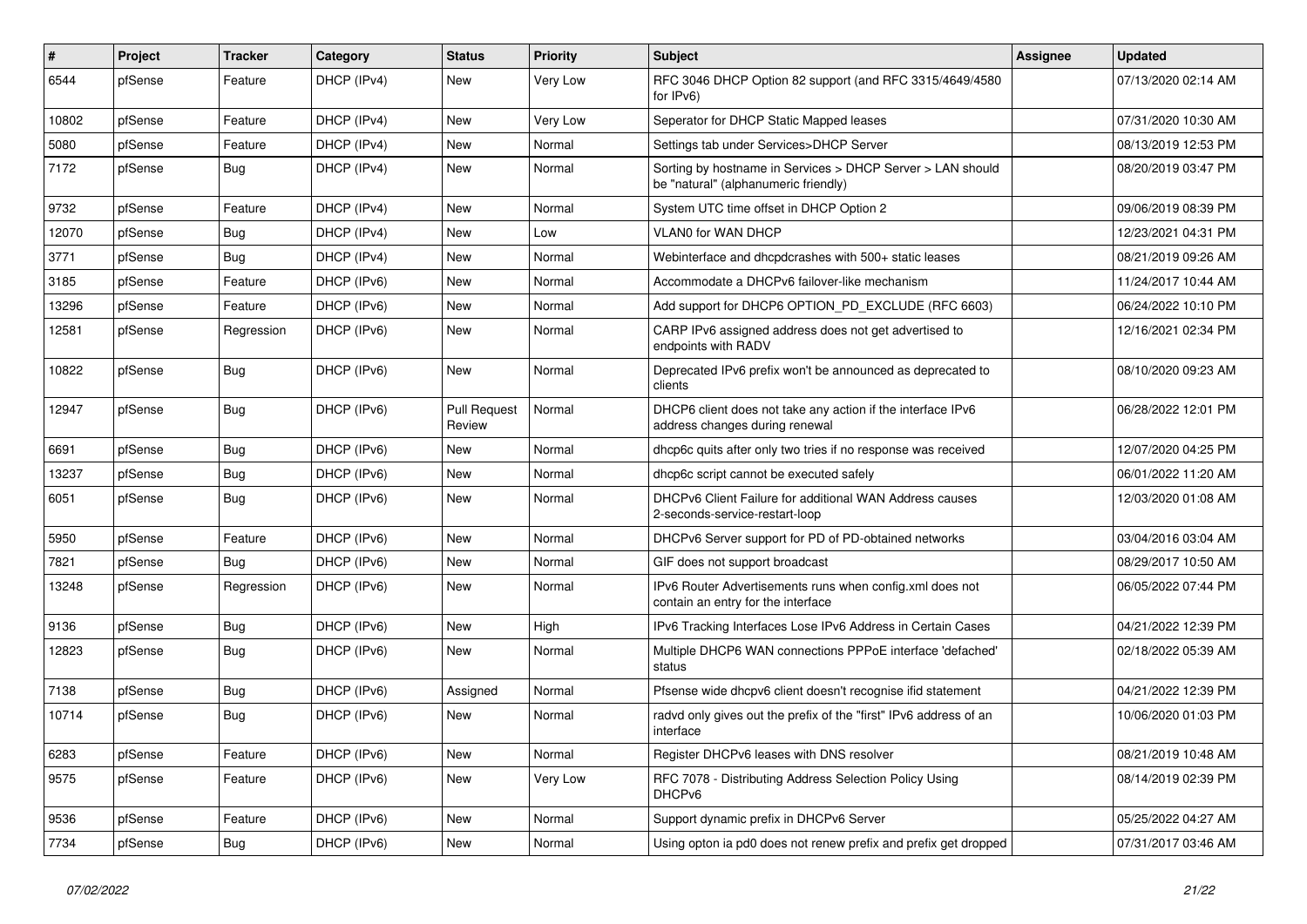| # | Project | Tracker | Category | Status | Priority | Subject | Assignee | Updated |
|---|---|---|---|---|---|---|---|---|
| 6544 | pfSense | Feature | DHCP (IPv4) | New | Very Low | RFC 3046 DHCP Option 82 support (and RFC 3315/4649/4580 for IPv6) | | 07/13/2020 02:14 AM |
| 10802 | pfSense | Feature | DHCP (IPv4) | New | Very Low | Seperator for DHCP Static Mapped leases | | 07/31/2020 10:30 AM |
| 5080 | pfSense | Feature | DHCP (IPv4) | New | Normal | Settings tab under Services>DHCP Server | | 08/13/2019 12:53 PM |
| 7172 | pfSense | Bug | DHCP (IPv4) | New | Normal | Sorting by hostname in Services > DHCP Server > LAN should be "natural" (alphanumeric friendly) | | 08/20/2019 03:47 PM |
| 9732 | pfSense | Feature | DHCP (IPv4) | New | Normal | System UTC time offset in DHCP Option 2 | | 09/06/2019 08:39 PM |
| 12070 | pfSense | Bug | DHCP (IPv4) | New | Low | VLAN0 for WAN DHCP | | 12/23/2021 04:31 PM |
| 3771 | pfSense | Bug | DHCP (IPv4) | New | Normal | Webinterface and dhcpdcrashes with 500+ static leases | | 08/21/2019 09:26 AM |
| 3185 | pfSense | Feature | DHCP (IPv6) | New | Normal | Accommodate a DHCPv6 failover-like mechanism | | 11/24/2017 10:44 AM |
| 13296 | pfSense | Feature | DHCP (IPv6) | New | Normal | Add support for DHCP6 OPTION_PD_EXCLUDE (RFC 6603) | | 06/24/2022 10:10 PM |
| 12581 | pfSense | Regression | DHCP (IPv6) | New | Normal | CARP IPv6 assigned address does not get advertised to endpoints with RADV | | 12/16/2021 02:34 PM |
| 10822 | pfSense | Bug | DHCP (IPv6) | New | Normal | Deprecated IPv6 prefix won't be announced as deprecated to clients | | 08/10/2020 09:23 AM |
| 12947 | pfSense | Bug | DHCP (IPv6) | Pull Request Review | Normal | DHCP6 client does not take any action if the interface IPv6 address changes during renewal | | 06/28/2022 12:01 PM |
| 6691 | pfSense | Bug | DHCP (IPv6) | New | Normal | dhcp6c quits after only two tries if no response was received | | 12/07/2020 04:25 PM |
| 13237 | pfSense | Bug | DHCP (IPv6) | New | Normal | dhcp6c script cannot be executed safely | | 06/01/2022 11:20 AM |
| 6051 | pfSense | Bug | DHCP (IPv6) | New | Normal | DHCPv6 Client Failure for additional WAN Address causes 2-seconds-service-restart-loop | | 12/03/2020 01:08 AM |
| 5950 | pfSense | Feature | DHCP (IPv6) | New | Normal | DHCPv6 Server support for PD of PD-obtained networks | | 03/04/2016 03:04 AM |
| 7821 | pfSense | Bug | DHCP (IPv6) | New | Normal | GIF does not support broadcast | | 08/29/2017 10:50 AM |
| 13248 | pfSense | Regression | DHCP (IPv6) | New | Normal | IPv6 Router Advertisements runs when config.xml does not contain an entry for the interface | | 06/05/2022 07:44 PM |
| 9136 | pfSense | Bug | DHCP (IPv6) | New | High | IPv6 Tracking Interfaces Lose IPv6 Address in Certain Cases | | 04/21/2022 12:39 PM |
| 12823 | pfSense | Bug | DHCP (IPv6) | New | Normal | Multiple DHCP6 WAN connections PPPoE interface 'defached' status | | 02/18/2022 05:39 AM |
| 7138 | pfSense | Bug | DHCP (IPv6) | Assigned | Normal | Pfsense wide dhcpv6 client doesn't recognise ifid statement | | 04/21/2022 12:39 PM |
| 10714 | pfSense | Bug | DHCP (IPv6) | New | Normal | radvd only gives out the prefix of the "first" IPv6 address of an interface | | 10/06/2020 01:03 PM |
| 6283 | pfSense | Feature | DHCP (IPv6) | New | Normal | Register DHCPv6 leases with DNS resolver | | 08/21/2019 10:48 AM |
| 9575 | pfSense | Feature | DHCP (IPv6) | New | Very Low | RFC 7078 - Distributing Address Selection Policy Using DHCPv6 | | 08/14/2019 02:39 PM |
| 9536 | pfSense | Feature | DHCP (IPv6) | New | Normal | Support dynamic prefix in DHCPv6 Server | | 05/25/2022 04:27 AM |
| 7734 | pfSense | Bug | DHCP (IPv6) | New | Normal | Using opton ia pd0 does not renew prefix and prefix get dropped | | 07/31/2017 03:46 AM |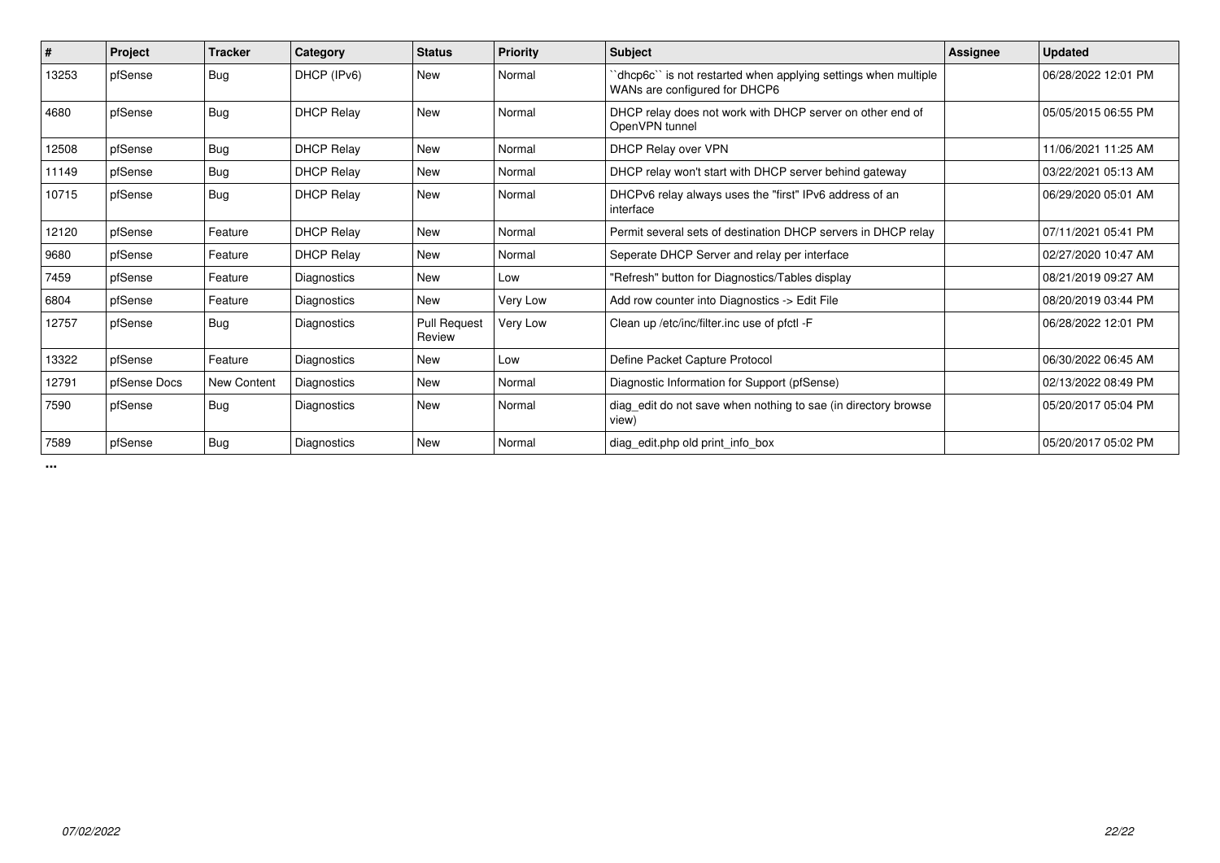| # | Project | Tracker | Category | Status | Priority | Subject | Assignee | Updated |
|---|---|---|---|---|---|---|---|---|
| 13253 | pfSense | Bug | DHCP (IPv6) | New | Normal | ``dhcp6c`` is not restarted when applying settings when multiple WANs are configured for DHCP6 | | 06/28/2022 12:01 PM |
| 4680 | pfSense | Bug | DHCP Relay | New | Normal | DHCP relay does not work with DHCP server on other end of OpenVPN tunnel | | 05/05/2015 06:55 PM |
| 12508 | pfSense | Bug | DHCP Relay | New | Normal | DHCP Relay over VPN | | 11/06/2021 11:25 AM |
| 11149 | pfSense | Bug | DHCP Relay | New | Normal | DHCP relay won't start with DHCP server behind gateway | | 03/22/2021 05:13 AM |
| 10715 | pfSense | Bug | DHCP Relay | New | Normal | DHCPv6 relay always uses the "first" IPv6 address of an interface | | 06/29/2020 05:01 AM |
| 12120 | pfSense | Feature | DHCP Relay | New | Normal | Permit several sets of destination DHCP servers in DHCP relay | | 07/11/2021 05:41 PM |
| 9680 | pfSense | Feature | DHCP Relay | New | Normal | Seperate DHCP Server and relay per interface | | 02/27/2020 10:47 AM |
| 7459 | pfSense | Feature | Diagnostics | New | Low | "Refresh" button for Diagnostics/Tables display | | 08/21/2019 09:27 AM |
| 6804 | pfSense | Feature | Diagnostics | New | Very Low | Add row counter into Diagnostics -> Edit File | | 08/20/2019 03:44 PM |
| 12757 | pfSense | Bug | Diagnostics | Pull Request Review | Very Low | Clean up /etc/inc/filter.inc use of pfctl -F | | 06/28/2022 12:01 PM |
| 13322 | pfSense | Feature | Diagnostics | New | Low | Define Packet Capture Protocol | | 06/30/2022 06:45 AM |
| 12791 | pfSense Docs | New Content | Diagnostics | New | Normal | Diagnostic Information for Support (pfSense) | | 02/13/2022 08:49 PM |
| 7590 | pfSense | Bug | Diagnostics | New | Normal | diag_edit do not save when nothing to sae (in directory browse view) | | 05/20/2017 05:04 PM |
| 7589 | pfSense | Bug | Diagnostics | New | Normal | diag_edit.php old print_info_box | | 05/20/2017 05:02 PM |

...